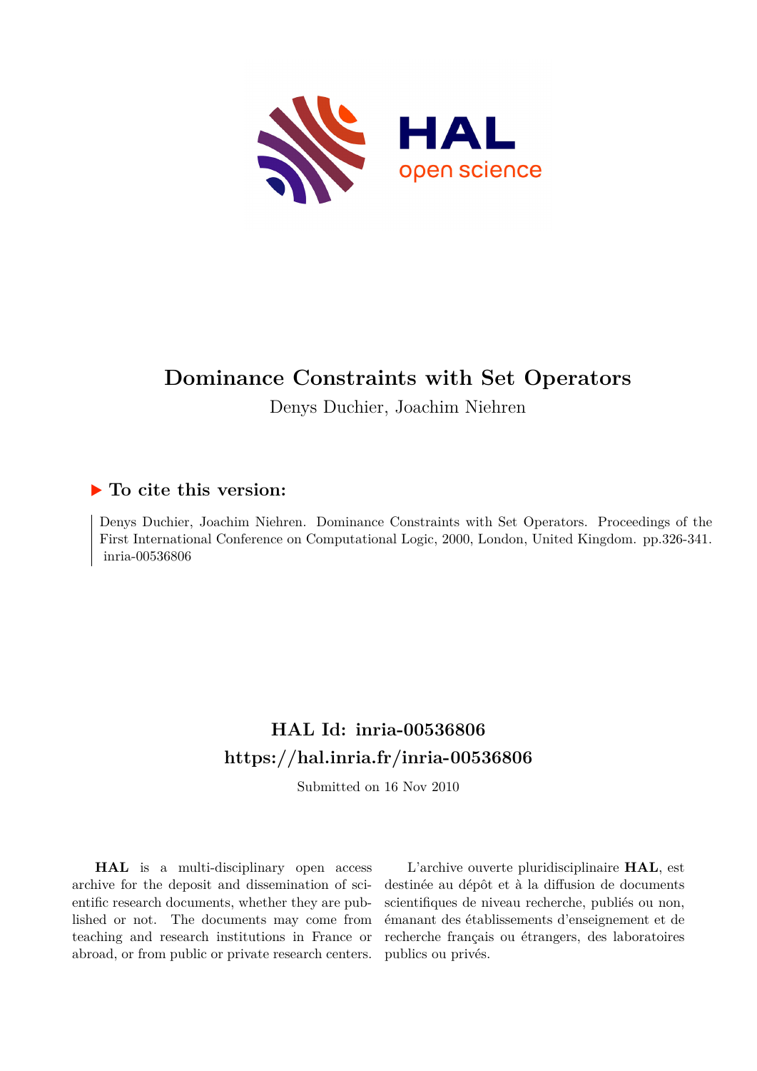# Dominance Constraints with Set Operators

Denys Duchier, Joachim Niehren

## ▶ To cite this version:

Denys Duchier, Joachim Niehren. Dominance Constraints with Set Operators. Proceedings of the First International Conference on Computational Logic, 2000, London, United Kingdom. pp.326-341. inria-00536806

## HAL Id: inria-00536806

## https://hal.inria.fr/inria-00536806

Submitted on 16 Nov 2010

**HAL** is a multi-disciplinary open access archive for the deposit and dissemination of scientific research documents, whether they are published or not. The documents may come from teaching and research institutions in France or abroad, or from public or private research centers.

L'archive ouverte pluridisciplinaire **HAL**, est destinée au dépôt et à la diffusion de documents scientifiques de niveau recherche, publiés ou non, émanant des établissements d'enseignement et de recherche français ou étrangers, des laboratoires publics ou privés.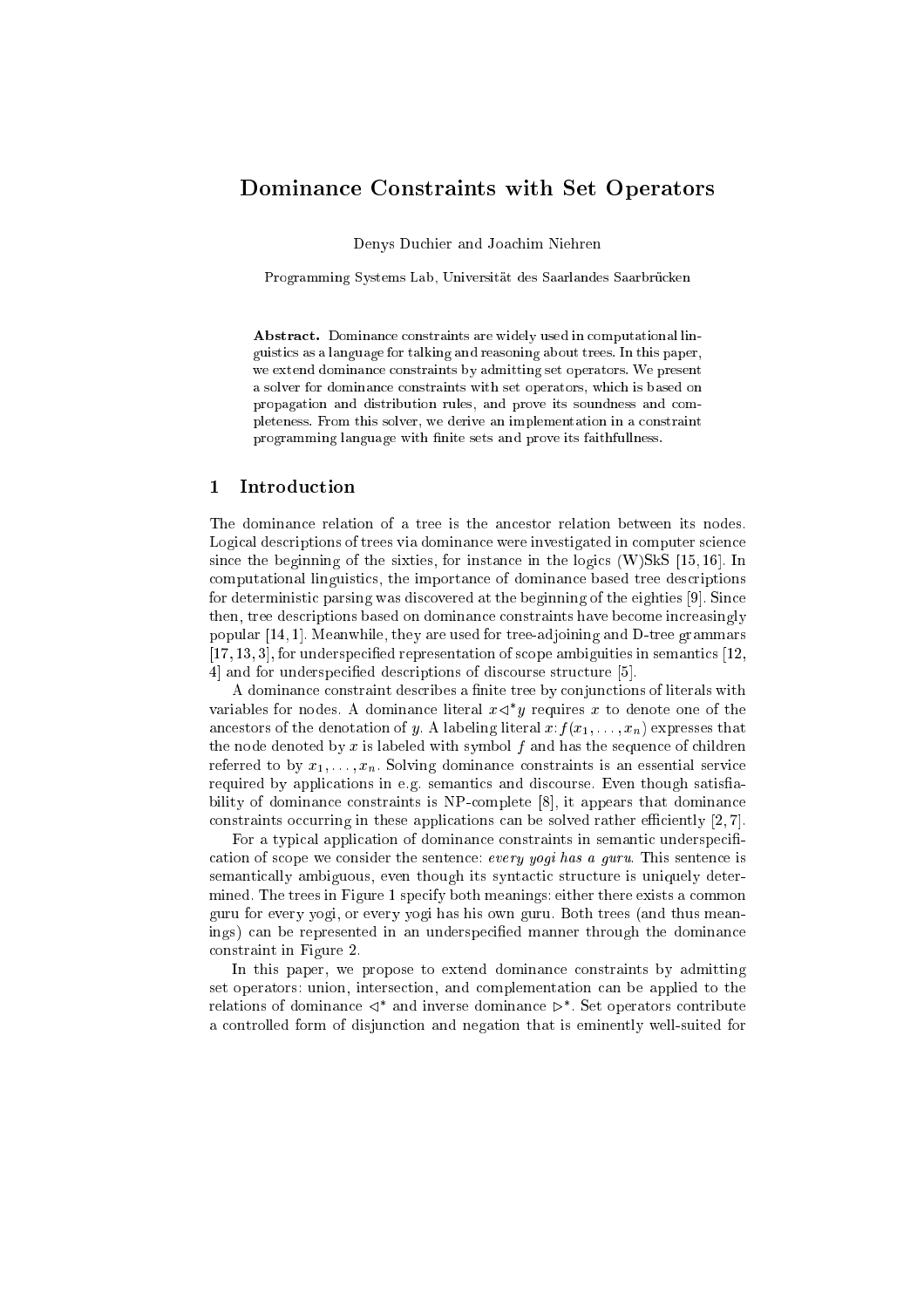# Dominance Constraints with Set Operators

Denys Duchier and Joachim Niehren

Programming Systems Lab, Universität des Saarlandes Saarbrücken

**Abstract.** Dominance constraints are widely used in computational linguistics as a language for talking and reasoning about trees. In this paper, we extend dominance constraints by admitting set operators. We present a solver for dominance constraints with set operators, which is based on propagation and distribution rules, and prove its soundness and completeness. From this solver, we derive an implementation in a constraint programming language with finite sets and prove its faithfullness.

## 1 Introduction

The dominance relation of a tree is the ancestor relation between its nodes. Logical descriptions of trees via dominance were investigated in computer science since the beginning of the sixties, for instance in the logics (W)SkS [15, 16]. In computational linguistics, the importance of dominance based tree descriptions for deterministic parsing was discovered at the beginning of the eighties [9]. Since then, tree descriptions based on dominance constraints have become increasingly popular [14, 1]. Meanwhile, they are used for tree-adjoining and D-tree grammars [17, 13, 3], for underspecified representation of scope ambiguities in semantics [12, 4] and for underspecified descriptions of discourse structure [5].

A dominance constraint describes a finite tree by conjunctions of literals with variables for nodes. A dominance literal $x \lhd^* y$ requires $x$ to denote one of the ancestors of the denotation of $y$. A labeling literal $x{:}f(x_1, \ldots, x_n)$ expresses that the node denoted by $x$ is labeled with symbol $f$ and has the sequence of children referred to by $x_1, \ldots, x_n$. Solving dominance constraints is an essential service required by applications in e.g. semantics and discourse. Even though satisfiability of dominance constraints is NP-complete [8], it appears that dominance constraints occurring in these applications can be solved rather efficiently [2, 7].

For a typical application of dominance constraints in semantic underspecification of scope we consider the sentence: *every yogi has a guru*. This sentence is semantically ambiguous, even though its syntactic structure is uniquely determined. The trees in Figure 1 specify both meanings: either there exists a common guru for every yogi, or every yogi has his own guru. Both trees (and thus meanings) can be represented in an underspecified manner through the dominance constraint in Figure 2.

In this paper, we propose to extend dominance constraints by admitting set operators: union, intersection, and complementation can be applied to the relations of dominance $\lhd^*$ and inverse dominance $\rhd^*$. Set operators contribute a controlled form of disjunction and negation that is eminently well-suited for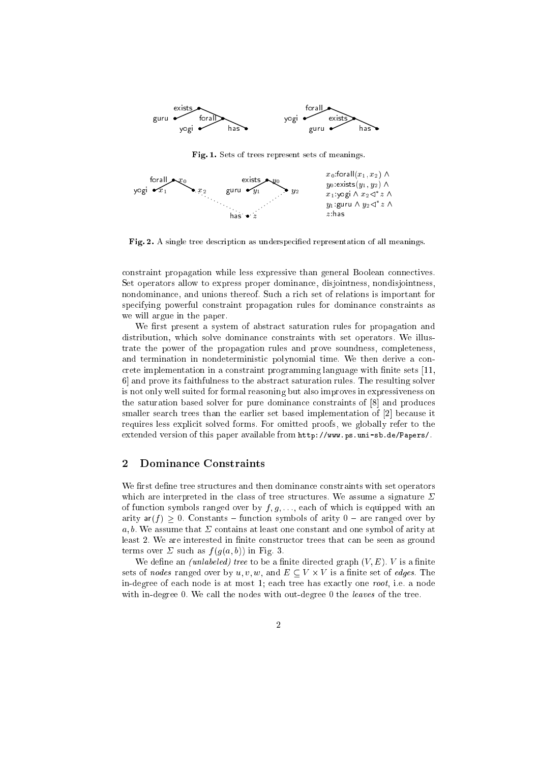Fig. 1. Sets of trees represent sets of meanings.

$x_0$:forall$(x_1, x_2)$ $\wedge$
$y_0$:exists$(y_1, y_2)$ $\wedge$
$x_1$:yogi $\wedge$ $x_2 \triangleleft^* z$ $\wedge$
$y_1$:guru $\wedge$ $y_2 \triangleleft^* z$ $\wedge$
$z$:has

Fig. 2. A single tree description as underspecified representation of all meanings.

constraint propagation while less expressive than general Boolean connectives. Set operators allow to express proper dominance, disjointness, nondisjointness, nondominance, and unions thereof. Such a rich set of relations is important for specifying powerful constraint propagation rules for dominance constraints as we will argue in the paper.

We first present a system of abstract saturation rules for propagation and distribution, which solve dominance constraints with set operators. We illustrate the power of the propagation rules and prove soundness, completeness, and termination in nondeterministic polynomial time. We then derive a concrete implementation in a constraint programming language with finite sets [11, 6] and prove its faithfulness to the abstract saturation rules. The resulting solver is not only well suited for formal reasoning but also improves in expressiveness on the saturation based solver for pure dominance constraints of [8] and produces smaller search trees than the earlier set based implementation of [2] because it requires less explicit solved forms. For omitted proofs, we globally refer to the extended version of this paper available from http://www.ps.uni-sb.de/Papers/.

## 2 Dominance Constraints

We first define tree structures and then dominance constraints with set operators which are interpreted in the class of tree structures. We assume a signature $\Sigma$ of function symbols ranged over by $f, g, \ldots$, each of which is equipped with an arity $\mathsf{ar}(f) \geq 0$. Constants – function symbols of arity 0 – are ranged over by $a, b$. We assume that $\Sigma$ contains at least one constant and one symbol of arity at least 2. We are interested in finite constructor trees that can be seen as ground terms over $\Sigma$ such as $f(g(a, b))$ in Fig. 3.

We define an *(unlabeled) tree* to be a finite directed graph $(V, E)$. $V$ is a finite sets of *nodes* ranged over by $u, v, w$, and $E \subseteq V \times V$ is a finite set of *edges*. The in-degree of each node is at most 1; each tree has exactly one *root*, i.e. a node with in-degree 0. We call the nodes with out-degree 0 the *leaves* of the tree.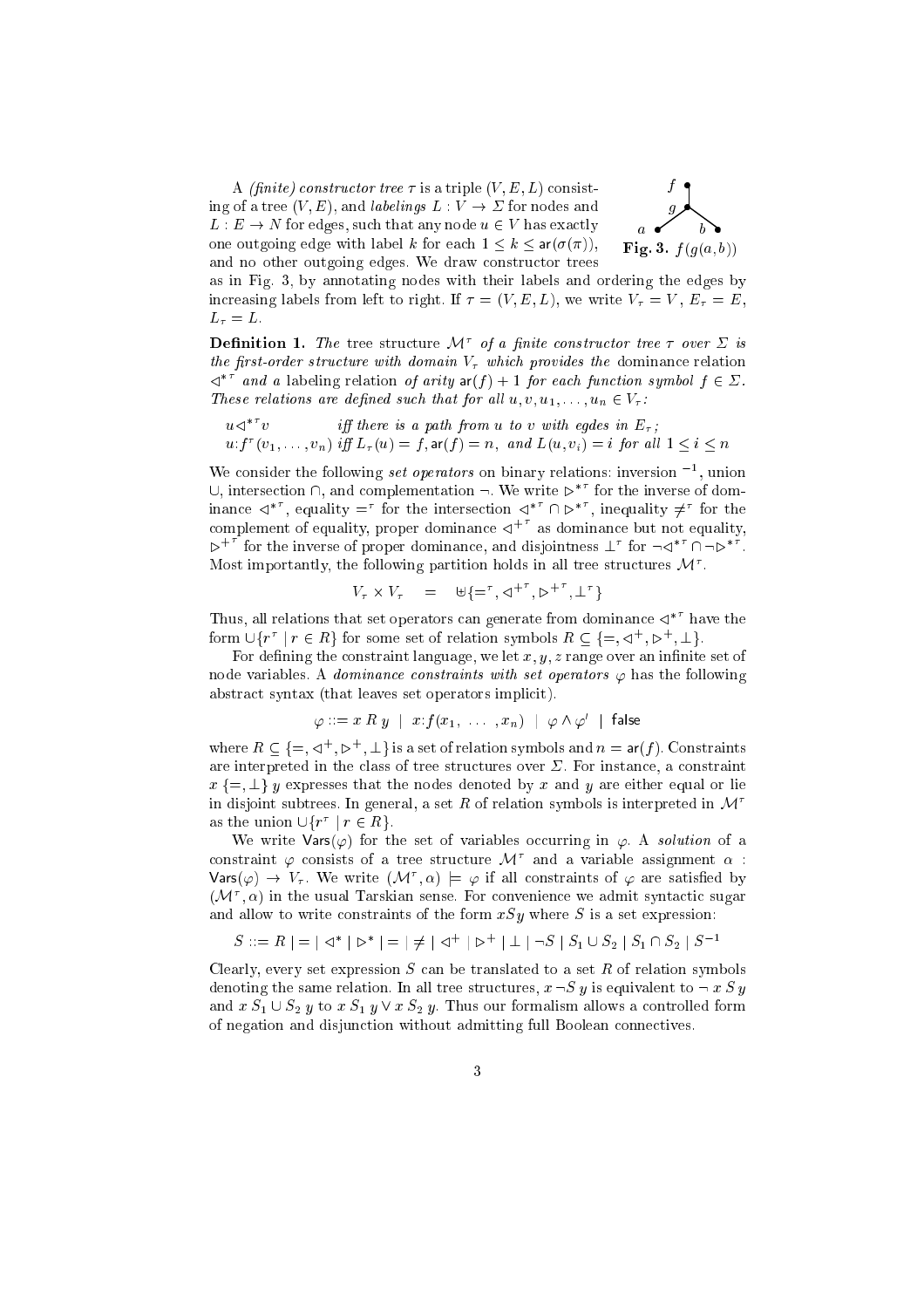A *(finite) constructor tree* $\tau$ is a triple $(V, E, L)$ consisting of a tree $(V, E)$, and *labelings* $L : V \to \Sigma$ for nodes and $L : E \to N$ for edges, such that any node $u \in V$ has exactly one outgoing edge with label $k$ for each $1 \leq k \leq \mathsf{ar}(\sigma(\pi))$, and no other outgoing edges. We draw constructor trees as in Fig. 3, by annotating nodes with their labels and ordering the edges by increasing labels from left to right. If $\tau = (V, E, L)$, we write $V_\tau = V$, $E_\tau = E$, $L_\tau = L$.

**Fig. 3.** $f(g(a, b))$

**Definition 1.** *The tree structure $\mathcal{M}^\tau$ of a finite constructor tree $\tau$ over $\Sigma$ is the first-order structure with domain $V_\tau$ which provides the* dominance relation *$\lhd^{*\tau}$ and a* labeling relation *of arity $\mathsf{ar}(f) + 1$ for each function symbol $f \in \Sigma$. These relations are defined such that for all $u, v, u_1, \ldots, u_n \in V_\tau$:*

$u \lhd^{*\tau} v$ *iff there is a path from $u$ to $v$ with egdes in $E_\tau$;*
$u{:}f^\tau(v_1, \ldots, v_n)$ *iff $L_\tau(u) = f$, $\mathsf{ar}(f) = n$, and $L(u, v_i) = i$ for all $1 \leq i \leq n$*

We consider the following *set operators* on binary relations: inversion $^{-1}$, union $\cup$, intersection $\cap$, and complementation $\neg$. We write $\rhd^{*\tau}$ for the inverse of dominance $\lhd^{*\tau}$, equality $=^\tau$ for the intersection $\lhd^{*\tau} \cap \rhd^{*\tau}$, inequality $\neq^\tau$ for the complement of equality, proper dominance $\lhd^{+\tau}$ as dominance but not equality, $\rhd^{+\tau}$ for the inverse of proper dominance, and disjointness $\perp^\tau$ for $\neg\lhd^{*\tau} \cap \neg\rhd^{*\tau}$. Most importantly, the following partition holds in all tree structures $\mathcal{M}^\tau$.

$$V_\tau \times V_\tau \quad = \quad \uplus\{=^\tau, \lhd^{+\tau}, \rhd^{+\tau}, \perp^\tau\}$$

Thus, all relations that set operators can generate from dominance $\lhd^{*\tau}$ have the form $\cup\{r^\tau \mid r \in R\}$ for some set of relation symbols $R \subseteq \{=, \lhd^+, \rhd^+, \perp\}$.

For defining the constraint language, we let $x, y, z$ range over an infinite set of node variables. A *dominance constraints with set operators* $\varphi$ has the following abstract syntax (that leaves set operators implicit).

$$\varphi ::= x\ R\ y \ \mid\ x{:}f(x_1,\ \ldots\ , x_n)\ \mid\ \varphi \wedge \varphi' \ \mid\ \mathsf{false}$$

where $R \subseteq \{=, \lhd^+, \rhd^+, \perp\}$ is a set of relation symbols and $n = \mathsf{ar}(f)$. Constraints are interpreted in the class of tree structures over $\Sigma$. For instance, a constraint $x\ \{=, \perp\}\ y$ expresses that the nodes denoted by $x$ and $y$ are either equal or lie in disjoint subtrees. In general, a set $R$ of relation symbols is interpreted in $\mathcal{M}^\tau$ as the union $\cup\{r^\tau \mid r \in R\}$.

We write $\mathsf{Vars}(\varphi)$ for the set of variables occurring in $\varphi$. A *solution* of a constraint $\varphi$ consists of a tree structure $\mathcal{M}^\tau$ and a variable assignment $\alpha$ : $\mathsf{Vars}(\varphi) \to V_\tau$. We write $(\mathcal{M}^\tau, \alpha) \models \varphi$ if all constraints of $\varphi$ are satisfied by $(\mathcal{M}^\tau, \alpha)$ in the usual Tarskian sense. For convenience we admit syntactic sugar and allow to write constraints of the form $xSy$ where $S$ is a set expression:

$$S ::= R \mid = \mid \lhd^* \mid \rhd^* \mid = \mid \neq \mid \lhd^+ \mid \rhd^+ \mid \perp \mid \neg S \mid S_1 \cup S_2 \mid S_1 \cap S_2 \mid S^{-1}$$

Clearly, every set expression $S$ can be translated to a set $R$ of relation symbols denoting the same relation. In all tree structures, $x \neg S\ y$ is equivalent to $\neg\ x\ S\ y$ and $x\ S_1 \cup S_2\ y$ to $x\ S_1\ y \vee x\ S_2\ y$. Thus our formalism allows a controlled form of negation and disjunction without admitting full Boolean connectives.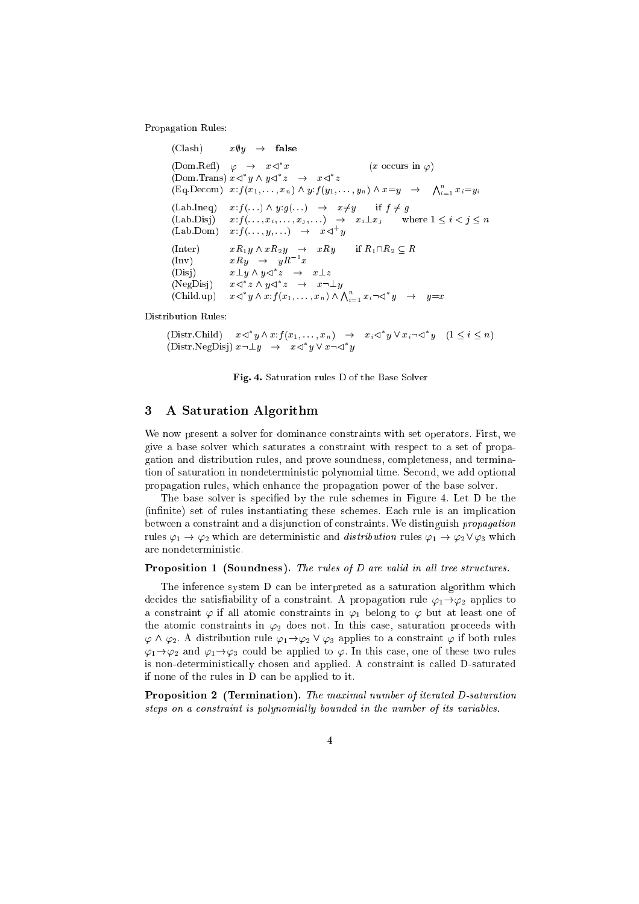Propagation Rules:

| | |
|---|---|
| (Clash) | $x \emptyset y \;\rightarrow\; \mathbf{false}$ |
| (Dom.Refl) | $\varphi \;\rightarrow\; x \triangleleft^* x \qquad (x \text{ occurs in } \varphi)$ |
| (Dom.Trans) | $x \triangleleft^* y \wedge y \triangleleft^* z \;\rightarrow\; x \triangleleft^* z$ |
| (Eq.Decom) | $x{:}f(x_1,\ldots,x_n) \wedge y{:}f(y_1,\ldots,y_n) \wedge x{=}y \;\rightarrow\; \bigwedge_{i=1}^n x_i{=}y_i$ |
| (Lab.Ineq) | $x{:}f(\ldots) \wedge y{:}g(\ldots) \;\rightarrow\; x{\neq}y \qquad \text{if } f \neq g$ |
| (Lab.Disj) | $x{:}f(\ldots,x_i,\ldots,x_j,\ldots) \;\rightarrow\; x_i \bot x_j \qquad \text{where } 1 \leq i < j \leq n$ |
| (Lab.Dom) | $x{:}f(\ldots,y,\ldots) \;\rightarrow\; x \triangleleft^+ y$ |
| (Inter) | $x R_1 y \wedge x R_2 y \;\rightarrow\; x R y \qquad \text{if } R_1 \cap R_2 \subseteq R$ |
| (Inv) | $x R y \;\rightarrow\; y R^{-1} x$ |
| (Disj) | $x \bot y \wedge y \triangleleft^* z \;\rightarrow\; x \bot z$ |
| (NegDisj) | $x \triangleleft^* z \wedge y \triangleleft^* z \;\rightarrow\; x \neg\bot y$ |
| (Child.up) | $x \triangleleft^* y \wedge x{:}f(x_1,\ldots,x_n) \wedge \bigwedge_{i=1}^n x_i \neg\triangleleft^* y \;\rightarrow\; y{=}x$ |

Distribution Rules:

| | |
|---|---|
| (Distr.Child) | $x \triangleleft^* y \wedge x{:}f(x_1,\ldots,x_n) \;\rightarrow\; x_i \triangleleft^* y \vee x_i \neg\triangleleft^* y \quad (1 \leq i \leq n)$ |
| (Distr.NegDisj) | $x \neg\bot y \;\rightarrow\; x \triangleleft^* y \vee x \neg\triangleleft^* y$ |

**Fig. 4.** Saturation rules D of the Base Solver

## 3 A Saturation Algorithm

We now present a solver for dominance constraints with set operators. First, we give a base solver which saturates a constraint with respect to a set of propagation and distribution rules, and prove soundness, completeness, and termination of saturation in nondeterministic polynomial time. Second, we add optional propagation rules, which enhance the propagation power of the base solver.

The base solver is specified by the rule schemes in Figure 4. Let D be the (infinite) set of rules instantiating these schemes. Each rule is an implication between a constraint and a disjunction of constraints. We distinguish *propagation* rules $\varphi_1 \rightarrow \varphi_2$ which are deterministic and *distribution* rules $\varphi_1 \rightarrow \varphi_2 \vee \varphi_3$ which are nondeterministic.

**Proposition 1 (Soundness).** *The rules of D are valid in all tree structures.*

The inference system D can be interpreted as a saturation algorithm which decides the satisfiability of a constraint. A propagation rule $\varphi_1 \rightarrow \varphi_2$ applies to a constraint $\varphi$ if all atomic constraints in $\varphi_1$ belong to $\varphi$ but at least one of the atomic constraints in $\varphi_2$ does not. In this case, saturation proceeds with $\varphi \wedge \varphi_2$. A distribution rule $\varphi_1 \rightarrow \varphi_2 \vee \varphi_3$ applies to a constraint $\varphi$ if both rules $\varphi_1 \rightarrow \varphi_2$ and $\varphi_1 \rightarrow \varphi_3$ could be applied to $\varphi$. In this case, one of these two rules is non-deterministically chosen and applied. A constraint is called D-saturated if none of the rules in D can be applied to it.

**Proposition 2 (Termination).** *The maximal number of iterated D-saturation steps on a constraint is polynomially bounded in the number of its variables.*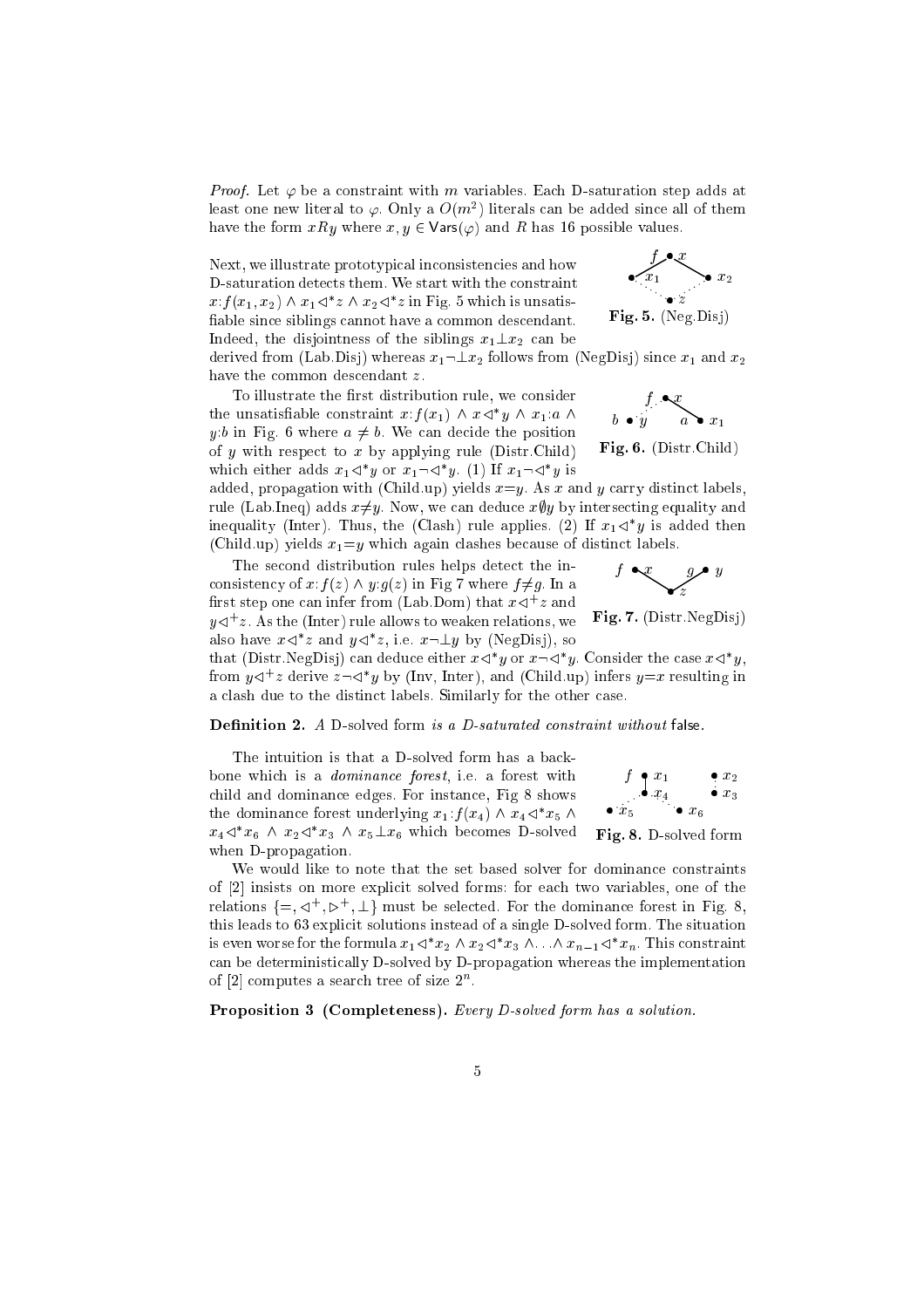*Proof.* Let $\varphi$ be a constraint with $m$ variables. Each D-saturation step adds at least one new literal to $\varphi$. Only a $O(m^2)$ literals can be added since all of them have the form $xRy$ where $x, y \in \mathsf{Vars}(\varphi)$ and $R$ has 16 possible values.

Next, we illustrate prototypical inconsistencies and how D-saturation detects them. We start with the constraint $x{:}f(x_1, x_2) \wedge x_1 \triangleleft^* z \wedge x_2 \triangleleft^* z$ in Fig. 5 which is unsatisfiable since siblings cannot have a common descendant. Indeed, the disjointness of the siblings $x_1 \perp x_2$ can be derived from (Lab.Disj) whereas $x_1 \neg\perp x_2$ follows from (NegDisj) since $x_1$ and $x_2$ have the common descendant $z$.

**Fig. 5.** (Neg.Disj)

To illustrate the first distribution rule, we consider the unsatisfiable constraint $x{:}f(x_1) \wedge x \triangleleft^* y \wedge x_1{:}a \wedge y{:}b$ in Fig. 6 where $a \neq b$. We can decide the position of $y$ with respect to $x$ by applying rule (Distr.Child) which either adds $x_1 \triangleleft^* y$ or $x_1 \neg\triangleleft^* y$. (1) If $x_1 \neg\triangleleft^* y$ is added, propagation with (Child.up) yields $x{=}y$. As $x$ and $y$ carry distinct labels, rule (Lab.Ineq) adds $x{\neq}y$. Now, we can deduce $x \emptyset y$ by intersecting equality and inequality (Inter). Thus, the (Clash) rule applies. (2) If $x_1 \triangleleft^* y$ is added then (Child.up) yields $x_1{=}y$ which again clashes because of distinct labels.

**Fig. 6.** (Distr.Child)

The second distribution rules helps detect the inconsistency of $x{:}f(z) \wedge y{:}g(z)$ in Fig 7 where $f{\neq}g$. In a first step one can infer from (Lab.Dom) that $x \triangleleft^+ z$ and $y \triangleleft^+ z$. As the (Inter) rule allows to weaken relations, we also have $x \triangleleft^* z$ and $y \triangleleft^* z$, i.e. $x \neg\perp y$ by (NegDisj), so that (Distr.NegDisj) can deduce either $x \triangleleft^* y$ or $x \neg\triangleleft^* y$. Consider the case $x \triangleleft^* y$, from $y \triangleleft^+ z$ derive $z \neg\triangleleft^* y$ by (Inv, Inter), and (Child.up) infers $y{=}x$ resulting in a clash due to the distinct labels. Similarly for the other case.

**Fig. 7.** (Distr.NegDisj)

**Definition 2.** *A* D-solved form *is a D-saturated constraint without* false*.*

The intuition is that a D-solved form has a backbone which is a *dominance forest*, i.e. a forest with child and dominance edges. For instance, Fig 8 shows the dominance forest underlying $x_1{:}f(x_4) \wedge x_4 \triangleleft^* x_5 \wedge x_4 \triangleleft^* x_6 \wedge x_2 \triangleleft^* x_3 \wedge x_5 \perp x_6$ which becomes D-solved when D-propagation.

**Fig. 8.** D-solved form

We would like to note that the set based solver for dominance constraints of [2] insists on more explicit solved forms: for each two variables, one of the relations $\{=, \triangleleft^+, \triangleright^+, \perp\}$ must be selected. For the dominance forest in Fig. 8, this leads to 63 explicit solutions instead of a single D-solved form. The situation is even worse for the formula $x_1 \triangleleft^* x_2 \wedge x_2 \triangleleft^* x_3 \wedge \ldots \wedge x_{n-1} \triangleleft^* x_n$. This constraint can be deterministically D-solved by D-propagation whereas the implementation of [2] computes a search tree of size $2^n$.

**Proposition 3 (Completeness).** *Every D-solved form has a solution.*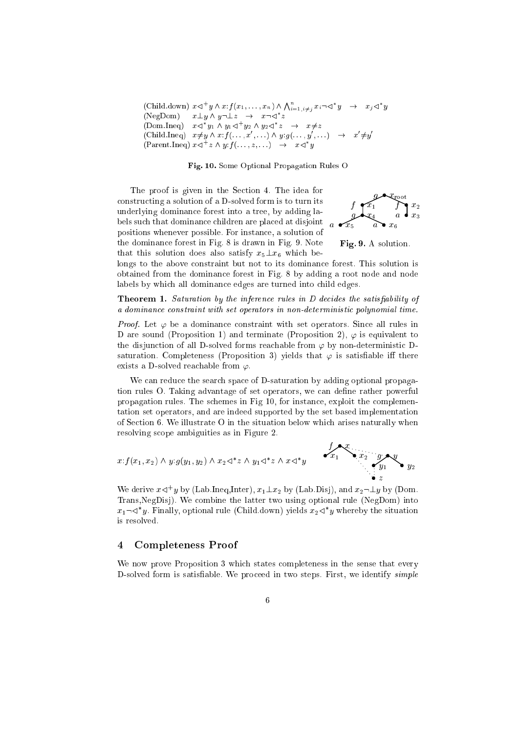(Child.down) $x \triangleleft^+ y \wedge x{:}f(x_1,\ldots,x_n) \wedge \bigwedge_{i=1, i\neq j}^{n} x_i \neg\triangleleft^* y \quad\rightarrow\quad x_j \triangleleft^* y$
(NegDom) $\quad x \perp y \wedge y \neg\perp z \quad\rightarrow\quad x \neg\triangleleft^* z$
(Dom.Ineq) $\quad x \triangleleft^* y_1 \wedge y_1 \triangleleft^+ y_2 \wedge y_2 \triangleleft^* z \quad\rightarrow\quad x \neq z$
(Child.Ineq) $\quad x \neq y \wedge x{:}f(\ldots,x',\ldots) \wedge y{:}g(\ldots,y',\ldots) \quad\rightarrow\quad x' \neq y'$
(Parent.Ineq) $x \triangleleft^+ z \wedge y{:}f(\ldots,z,\ldots) \quad\rightarrow\quad x \triangleleft^* y$

**Fig. 10.** Some Optional Propagation Rules O

The proof is given in the Section 4. The idea for constructing a solution of a D-solved form is to turn its underlying dominance forest into a tree, by adding labels such that dominance children are placed at disjoint positions whenever possible. For instance, a solution of the dominance forest in Fig. 8 is drawn in Fig. 9. Note that this solution does also satisfy $x_5 \perp x_6$ which belongs to the above constraint but not to its dominance forest. This solution is obtained from the dominance forest in Fig. 8 by adding a root node and node labels by which all dominance edges are turned into child edges.

**Fig. 9.** A solution.

**Theorem 1.** *Saturation by the inference rules in D decides the satisfiability of a dominance constraint with set operators in non-deterministic polynomial time.*

*Proof.* Let $\varphi$ be a dominance constraint with set operators. Since all rules in D are sound (Proposition 1) and terminate (Proposition 2), $\varphi$ is equivalent to the disjunction of all D-solved forms reachable from $\varphi$ by non-deterministic D-saturation. Completeness (Proposition 3) yields that $\varphi$ is satisfiable iff there exists a D-solved reachable from $\varphi$.

We can reduce the search space of D-saturation by adding optional propagation rules O. Taking advantage of set operators, we can define rather powerful propagation rules. The schemes in Fig 10, for instance, exploit the complementation set operators, and are indeed supported by the set based implementation of Section 6. We illustrate O in the situation below which arises naturally when resolving scope ambiguities as in Figure 2.

$$x{:}f(x_1,x_2) \wedge y{:}g(y_1,y_2) \wedge x_2 \triangleleft^* z \wedge y_1 \triangleleft^* z \wedge x \triangleleft^* y$$

We derive $x \triangleleft^+ y$ by (Lab.Ineq,Inter), $x_1 \perp x_2$ by (Lab.Disj), and $x_2 \neg\perp y$ by (Dom.Trans,NegDisj). We combine the latter two using optional rule (NegDom) into $x_1 \neg\triangleleft^* y$. Finally, optional rule (Child.down) yields $x_2 \triangleleft^* y$ whereby the situation is resolved.

## 4 Completeness Proof

We now prove Proposition 3 which states completeness in the sense that every D-solved form is satisfiable. We proceed in two steps. First, we identify *simple*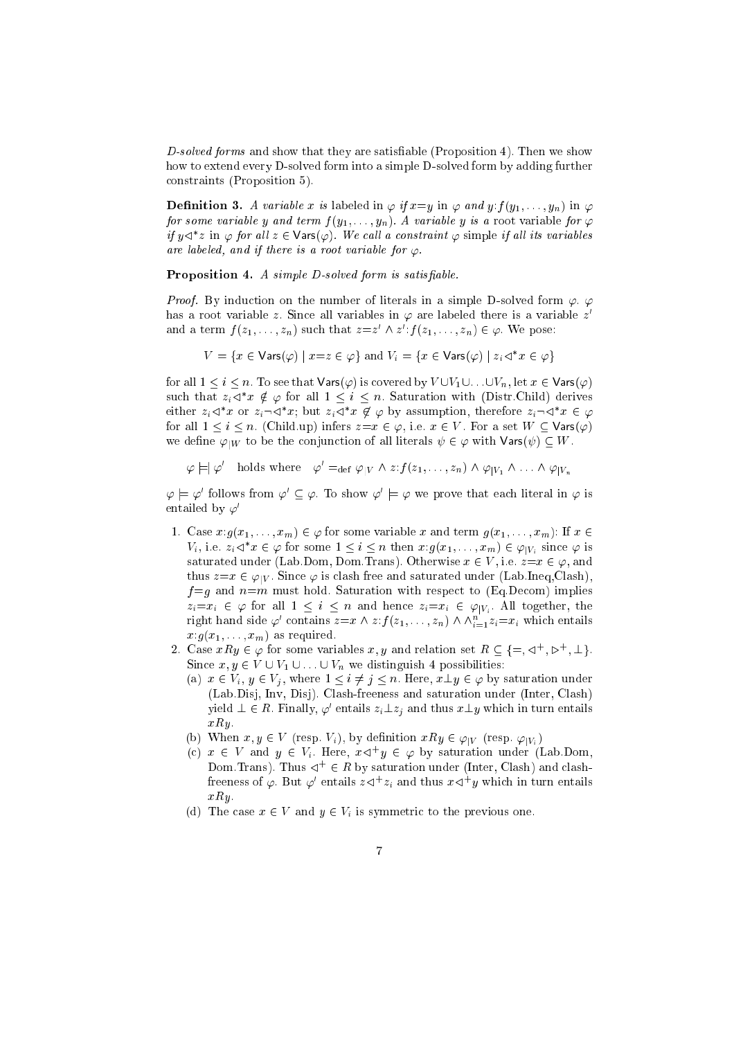*D-solved forms* and show that they are satisfiable (Proposition 4). Then we show how to extend every D-solved form into a simple D-solved form by adding further constraints (Proposition 5).

**Definition 3.** *A variable $x$ is* labeled *in $\varphi$ if $x{=}y$ in $\varphi$ and $y{:}f(y_1,\ldots,y_n)$ in $\varphi$ for some variable $y$ and term $f(y_1,\ldots,y_n)$. A variable $y$ is a* root variable *for $\varphi$ if $y\triangleleft^* z$ in $\varphi$ for all $z \in \mathsf{Vars}(\varphi)$. We call a constraint $\varphi$* simple *if all its variables are labeled, and if there is a root variable for $\varphi$.*

**Proposition 4.** *A simple D-solved form is satisfiable.*

*Proof.* By induction on the number of literals in a simple D-solved form $\varphi$. $\varphi$ has a root variable $z$. Since all variables in $\varphi$ are labeled there is a variable $z'$ and a term $f(z_1,\ldots,z_n)$ such that $z{=}z' \wedge z'{:}f(z_1,\ldots,z_n) \in \varphi$. We pose:

$$V = \{x \in \mathsf{Vars}(\varphi) \mid x{=}z \in \varphi\} \text{ and } V_i = \{x \in \mathsf{Vars}(\varphi) \mid z_i\triangleleft^* x \in \varphi\}$$

for all $1 \leq i \leq n$. To see that $\mathsf{Vars}(\varphi)$ is covered by $V \cup V_1 \cup \ldots \cup V_n$, let $x \in \mathsf{Vars}(\varphi)$ such that $z_i \triangleleft^* x \notin \varphi$ for all $1 \leq i \leq n$. Saturation with (Distr.Child) derives either $z_i\triangleleft^* x$ or $z_i\neg\triangleleft^* x$; but $z_i\triangleleft^* x \notin \varphi$ by assumption, therefore $z_i\neg\triangleleft^* x \in \varphi$ for all $1 \leq i \leq n$. (Child.up) infers $z{=}x \in \varphi$, i.e. $x \in V$. For a set $W \subseteq \mathsf{Vars}(\varphi)$ we define $\varphi_{|W}$ to be the conjunction of all literals $\psi \in \varphi$ with $\mathsf{Vars}(\psi) \subseteq W$.

$$\varphi \models\mid \varphi' \quad \text{holds where} \quad \varphi' =_{\text{def}} \varphi_{|V} \wedge z{:}f(z_1,\ldots,z_n) \wedge \varphi_{|V_1} \wedge \ldots \wedge \varphi_{|V_n}$$

$\varphi \models \varphi'$ follows from $\varphi' \subseteq \varphi$. To show $\varphi' \models \varphi$ we prove that each literal in $\varphi$ is entailed by $\varphi'$

1. Case $x{:}g(x_1,\ldots,x_m) \in \varphi$ for some variable $x$ and term $g(x_1,\ldots,x_m)$: If $x \in V_i$, i.e. $z_i\triangleleft^* x \in \varphi$ for some $1 \leq i \leq n$ then $x{:}g(x_1,\ldots,x_m) \in \varphi_{|V_i}$ since $\varphi$ is saturated under (Lab.Dom, Dom.Trans). Otherwise $x \in V$, i.e. $z{=}x \in \varphi$, and thus $z{=}x \in \varphi_{|V}$. Since $\varphi$ is clash free and saturated under (Lab.Ineq,Clash), $f{=}g$ and $n{=}m$ must hold. Saturation with respect to (Eq.Decom) implies $z_i{=}x_i \in \varphi$ for all $1 \leq i \leq n$ and hence $z_i{=}x_i \in \varphi_{|V_i}$. All together, the right hand side $\varphi'$ contains $z{=}x \wedge z{:}f(z_1,\ldots,z_n) \wedge \wedge_{i=1}^{n} z_i{=}x_i$ which entails $x{:}g(x_1,\ldots,x_m)$ as required.
2. Case $xRy \in \varphi$ for some variables $x,y$ and relation set $R \subseteq \{=,\triangleleft^+,\triangleright^+,\perp\}$. Since $x,y \in V \cup V_1 \cup \ldots \cup V_n$ we distinguish 4 possibilities:
   (a) $x \in V_i$, $y \in V_j$, where $1 \leq i \neq j \leq n$. Here, $x\perp y \in \varphi$ by saturation under (Lab.Disj, Inv, Disj). Clash-freeness and saturation under (Inter, Clash) yield $\perp \in R$. Finally, $\varphi'$ entails $z_i\perp z_j$ and thus $x\perp y$ which in turn entails $xRy$.
   (b) When $x,y \in V$ (resp. $V_i$), by definition $xRy \in \varphi_{|V}$ (resp. $\varphi_{|V_i}$)
   (c) $x \in V$ and $y \in V_i$. Here, $x\triangleleft^+ y \in \varphi$ by saturation under (Lab.Dom, Dom.Trans). Thus $\triangleleft^+ \in R$ by saturation under (Inter, Clash) and clash-freeness of $\varphi$. But $\varphi'$ entails $z\triangleleft^+ z_i$ and thus $x\triangleleft^+ y$ which in turn entails $xRy$.
   (d) The case $x \in V$ and $y \in V_i$ is symmetric to the previous one.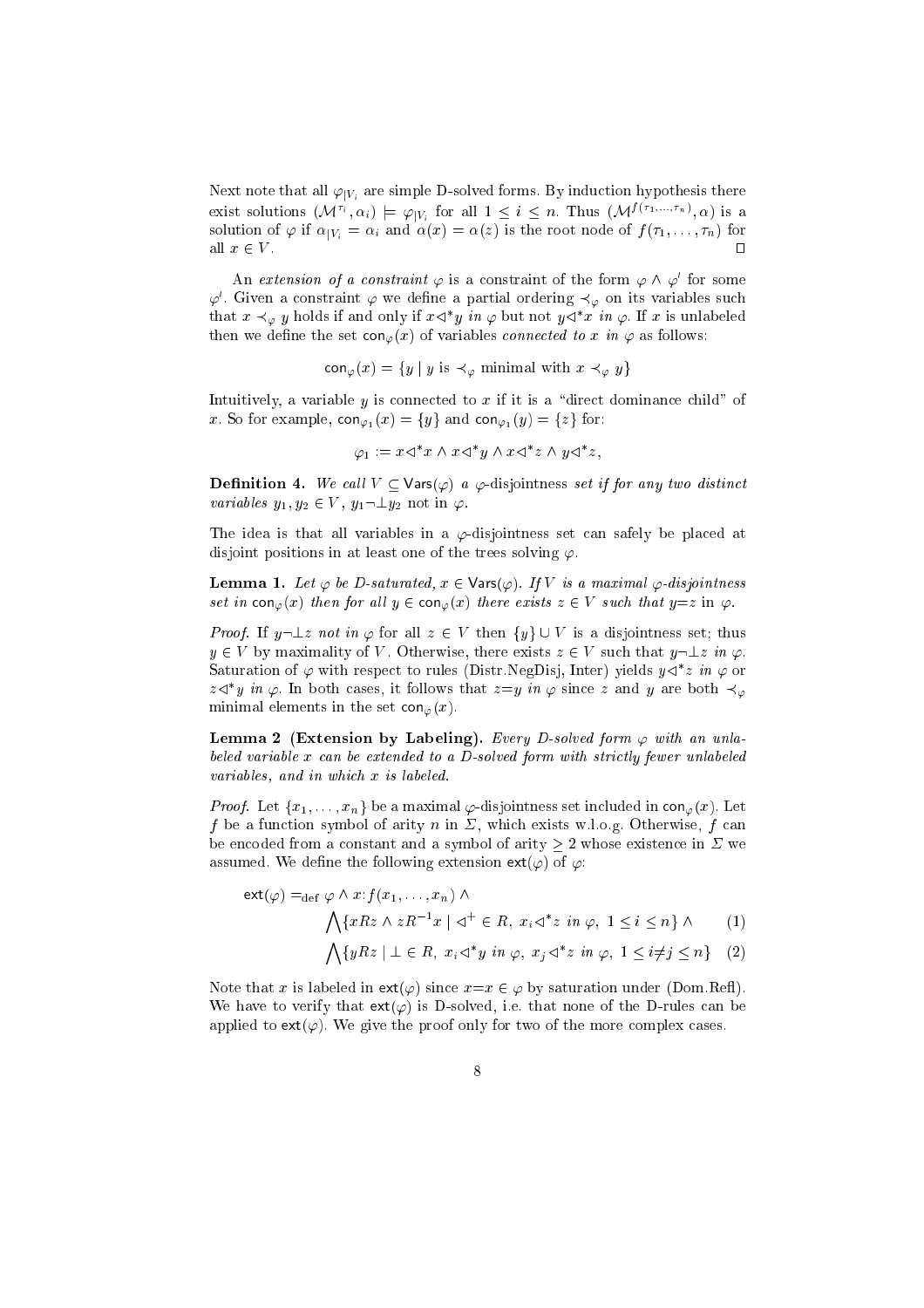Next note that all $\varphi_{|V_i}$ are simple D-solved forms. By induction hypothesis there exist solutions $(\mathcal{M}^{\tau_i}, \alpha_i) \models \varphi_{|V_i}$ for all $1 \leq i \leq n$. Thus $(\mathcal{M}^{f(\tau_1,\ldots,\tau_n)}, \alpha)$ is a solution of $\varphi$ if $\alpha_{|V_i} = \alpha_i$ and $\alpha(x) = \alpha(z)$ is the root node of $f(\tau_1, \ldots, \tau_n)$ for all $x \in V$. $\square$

An *extension of a constraint* $\varphi$ is a constraint of the form $\varphi \wedge \varphi'$ for some $\varphi'$. Given a constraint $\varphi$ we define a partial ordering $\prec_\varphi$ on its variables such that $x \prec_\varphi y$ holds if and only if $x \triangleleft^* y$ *in* $\varphi$ but not $y \triangleleft^* x$ *in* $\varphi$. If $x$ is unlabeled then we define the set $\mathsf{con}_\varphi(x)$ of variables *connected to* $x$ *in* $\varphi$ as follows:

$$\mathsf{con}_\varphi(x) = \{y \mid y \text{ is } \prec_\varphi \text{ minimal with } x \prec_\varphi y\}$$

Intuitively, a variable $y$ is connected to $x$ if it is a "direct dominance child" of $x$. So for example, $\mathsf{con}_{\varphi_1}(x) = \{y\}$ and $\mathsf{con}_{\varphi_1}(y) = \{z\}$ for:

$$\varphi_1 := x \triangleleft^* x \wedge x \triangleleft^* y \wedge x \triangleleft^* z \wedge y \triangleleft^* z,$$

**Definition 4.** *We call* $V \subseteq \mathsf{Vars}(\varphi)$ *a* $\varphi$-disjointness *set if for any two distinct variables* $y_1, y_2 \in V$*,* $y_1 \neg\bot y_2$ not in $\varphi$.

The idea is that all variables in a $\varphi$-disjointness set can safely be placed at disjoint positions in at least one of the trees solving $\varphi$.

**Lemma 1.** *Let* $\varphi$ *be D-saturated,* $x \in \mathsf{Vars}(\varphi)$*. If* $V$ *is a maximal* $\varphi$*-disjointness set in* $\mathsf{con}_\varphi(x)$ *then for all* $y \in \mathsf{con}_\varphi(x)$ *there exists* $z \in V$ *such that* $y{=}z$ in $\varphi$.

*Proof.* If $y \neg\bot z$ *not in* $\varphi$ for all $z \in V$ then $\{y\} \cup V$ is a disjointness set; thus $y \in V$ by maximality of $V$. Otherwise, there exists $z \in V$ such that $y \neg\bot z$ *in* $\varphi$. Saturation of $\varphi$ with respect to rules (Distr.NegDisj, Inter) yields $y \triangleleft^* z$ *in* $\varphi$ or $z \triangleleft^* y$ *in* $\varphi$. In both cases, it follows that $z{=}y$ *in* $\varphi$ since $z$ and $y$ are both $\prec_\varphi$ minimal elements in the set $\mathsf{con}_\varphi(x)$.

**Lemma 2 (Extension by Labeling).** *Every D-solved form* $\varphi$ *with an unlabeled variable* $x$ *can be extended to a D-solved form with strictly fewer unlabeled variables, and in which* $x$ *is labeled.*

*Proof.* Let $\{x_1, \ldots, x_n\}$ be a maximal $\varphi$-disjointness set included in $\mathsf{con}_\varphi(x)$. Let $f$ be a function symbol of arity $n$ in $\Sigma$, which exists w.l.o.g. Otherwise, $f$ can be encoded from a constant and a symbol of arity $\geq 2$ whose existence in $\Sigma$ we assumed. We define the following extension $\mathsf{ext}(\varphi)$ of $\varphi$:

$$\begin{aligned}
\mathsf{ext}(\varphi) =_{\text{def}}\ & \varphi \wedge x{:}f(x_1, \ldots, x_n) \wedge \\
& \bigwedge\{xRz \wedge zR^{-1}x \mid \triangleleft^+ \in R,\ x_i \triangleleft^* z \text{ in } \varphi,\ 1 \leq i \leq n\} \wedge \qquad (1)\\
& \bigwedge\{yRz \mid \bot \in R,\ x_i \triangleleft^* y \text{ in } \varphi,\ x_j \triangleleft^* z \text{ in } \varphi,\ 1 \leq i {\neq} j \leq n\} \quad (2)
\end{aligned}$$

Note that $x$ is labeled in $\mathsf{ext}(\varphi)$ since $x{=}x \in \varphi$ by saturation under (Dom.Refl). We have to verify that $\mathsf{ext}(\varphi)$ is D-solved, i.e. that none of the D-rules can be applied to $\mathsf{ext}(\varphi)$. We give the proof only for two of the more complex cases.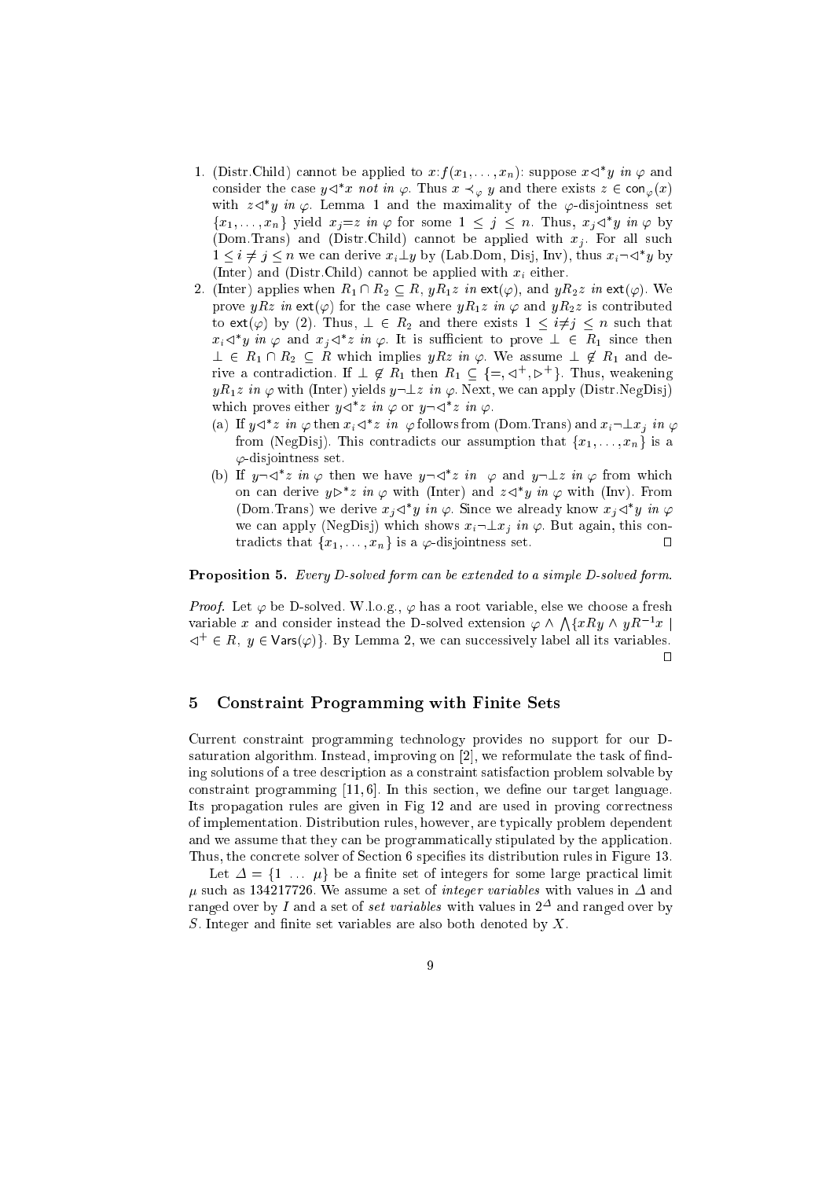1. (Distr.Child) cannot be applied to $x{:}f(x_1, \ldots, x_n)$: suppose $x \lhd^* y$ *in* $\varphi$ and consider the case $y \lhd^* x$ *not in* $\varphi$. Thus $x \prec_\varphi y$ and there exists $z \in \mathsf{con}_\varphi(x)$ with $z \lhd^* y$ *in* $\varphi$. Lemma 1 and the maximality of the $\varphi$-disjointness set $\{x_1, \ldots, x_n\}$ yield $x_j{=}z$ *in* $\varphi$ for some $1 \leq j \leq n$. Thus, $x_j \lhd^* y$ *in* $\varphi$ by (Dom.Trans) and (Distr.Child) cannot be applied with $x_j$. For all such $1 \leq i \neq j \leq n$ we can derive $x_i \bot y$ by (Lab.Dom, Disj, Inv), thus $x_i \neg\lhd^* y$ by (Inter) and (Distr.Child) cannot be applied with $x_i$ either.
2. (Inter) applies when $R_1 \cap R_2 \subseteq R$, $yR_1z$ *in* $\mathsf{ext}(\varphi)$, and $yR_2z$ *in* $\mathsf{ext}(\varphi)$. We prove $yRz$ *in* $\mathsf{ext}(\varphi)$ for the case where $yR_1z$ *in* $\varphi$ and $yR_2z$ is contributed to $\mathsf{ext}(\varphi)$ by (2). Thus, $\bot \in R_2$ and there exists $1 \leq i{\neq}j \leq n$ such that $x_i \lhd^* y$ *in* $\varphi$ and $x_j \lhd^* z$ *in* $\varphi$. It is sufficient to prove $\bot \in R_1$ since then $\bot \in R_1 \cap R_2 \subseteq R$ which implies $yRz$ *in* $\varphi$. We assume $\bot \notin R_1$ and derive a contradiction. If $\bot \notin R_1$ then $R_1 \subseteq \{=, \lhd^+, \rhd^+\}$. Thus, weakening $yR_1z$ *in* $\varphi$ with (Inter) yields $y \neg\bot z$ *in* $\varphi$. Next, we can apply (Distr.NegDisj) which proves either $y \lhd^* z$ *in* $\varphi$ or $y \neg\lhd^* z$ *in* $\varphi$.
   (a) If $y \lhd^* z$ *in* $\varphi$ then $x_i \lhd^* z$ *in* $\varphi$ follows from (Dom.Trans) and $x_i \neg\bot x_j$ *in* $\varphi$ from (NegDisj). This contradicts our assumption that $\{x_1, \ldots, x_n\}$ is a $\varphi$-disjointness set.
   (b) If $y \neg\lhd^* z$ *in* $\varphi$ then we have $y \neg\lhd^* z$ *in* $\varphi$ and $y \neg\bot z$ *in* $\varphi$ from which on can derive $y \rhd^* z$ *in* $\varphi$ with (Inter) and $z \lhd^* y$ *in* $\varphi$ with (Inv). From (Dom.Trans) we derive $x_j \lhd^* y$ *in* $\varphi$. Since we already know $x_j \lhd^* y$ *in* $\varphi$ we can apply (NegDisj) which shows $x_i \neg\bot x_j$ *in* $\varphi$. But again, this contradicts that $\{x_1, \ldots, x_n\}$ is a $\varphi$-disjointness set. □

**Proposition 5.** *Every D-solved form can be extended to a simple D-solved form.*

*Proof.* Let $\varphi$ be D-solved. W.l.o.g., $\varphi$ has a root variable, else we choose a fresh variable $x$ and consider instead the D-solved extension $\varphi \wedge \bigwedge\{xRy \wedge yR^{-1}x \mid \lhd^+ \in R,\ y \in \mathsf{Vars}(\varphi)\}$. By Lemma 2, we can successively label all its variables. □

## 5 Constraint Programming with Finite Sets

Current constraint programming technology provides no support for our D-saturation algorithm. Instead, improving on [2], we reformulate the task of finding solutions of a tree description as a constraint satisfaction problem solvable by constraint programming [11, 6]. In this section, we define our target language. Its propagation rules are given in Fig 12 and are used in proving correctness of implementation. Distribution rules, however, are typically problem dependent and we assume that they can be programmatically stipulated by the application. Thus, the concrete solver of Section 6 specifies its distribution rules in Figure 13.

Let $\Delta = \{1 \ \ldots \ \mu\}$ be a finite set of integers for some large practical limit $\mu$ such as 134217726. We assume a set of *integer variables* with values in $\Delta$ and ranged over by $I$ and a set of *set variables* with values in $2^\Delta$ and ranged over by $S$. Integer and finite set variables are also both denoted by $X$.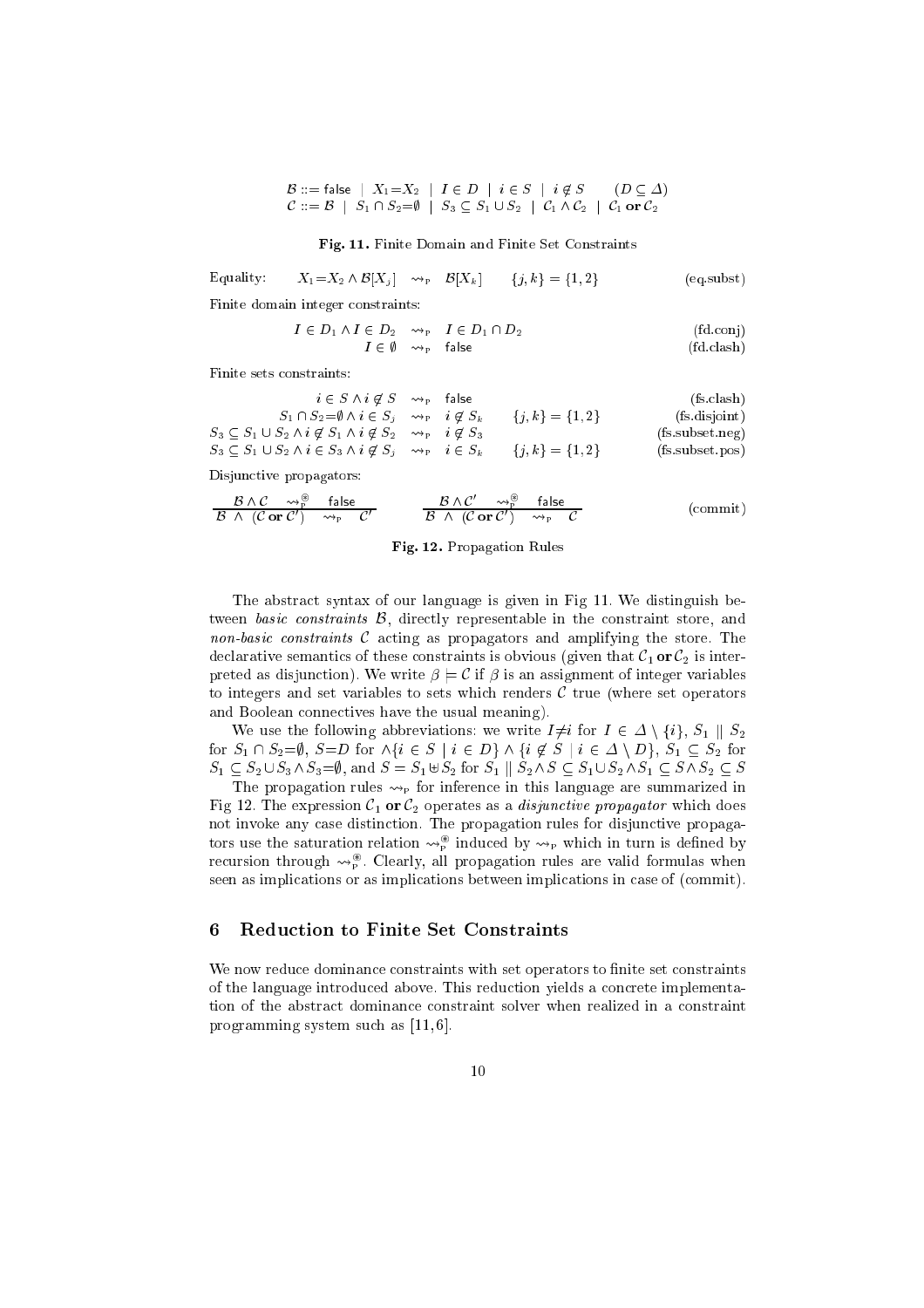$$\mathcal{B} ::= \mathsf{false} \mid X_1{=}X_2 \mid I \in D \mid i \in S \mid i \notin S \qquad (D \subseteq \Delta)$$
$$\mathcal{C} ::= \mathcal{B} \mid S_1 \cap S_2{=}\emptyset \mid S_3 \subseteq S_1 \cup S_2 \mid \mathcal{C}_1 \wedge \mathcal{C}_2 \mid \mathcal{C}_1 \,\mathbf{or}\, \mathcal{C}_2$$

**Fig. 11.** Finite Domain and Finite Set Constraints

Equality:

$$X_1{=}X_2 \wedge \mathcal{B}[X_j] \;\rightsquigarrow_{\mathrm{P}}\; \mathcal{B}[X_k] \qquad \{j,k\} = \{1,2\} \qquad \text{(eq.subst)}$$

Finite domain integer constraints:

$$I \in D_1 \wedge I \in D_2 \;\rightsquigarrow_{\mathrm{P}}\; I \in D_1 \cap D_2 \qquad \text{(fd.conj)}$$
$$I \in \emptyset \;\rightsquigarrow_{\mathrm{P}}\; \mathsf{false} \qquad \text{(fd.clash)}$$

Finite sets constraints:

$$i \in S \wedge i \notin S \;\rightsquigarrow_{\mathrm{P}}\; \mathsf{false} \qquad \text{(fs.clash)}$$
$$S_1 \cap S_2{=}\emptyset \wedge i \in S_j \;\rightsquigarrow_{\mathrm{P}}\; i \notin S_k \qquad \{j,k\} = \{1,2\} \qquad \text{(fs.disjoint)}$$
$$S_3 \subseteq S_1 \cup S_2 \wedge i \notin S_1 \wedge i \notin S_2 \;\rightsquigarrow_{\mathrm{P}}\; i \notin S_3 \qquad \text{(fs.subset.neg)}$$
$$S_3 \subseteq S_1 \cup S_2 \wedge i \in S_3 \wedge i \notin S_j \;\rightsquigarrow_{\mathrm{P}}\; i \in S_k \qquad \{j,k\} = \{1,2\} \qquad \text{(fs.subset.pos)}$$

Disjunctive propagators:

$$\frac{\mathcal{B} \wedge \mathcal{C} \;\rightsquigarrow_{\mathrm{P}}^{\circledast}\; \mathsf{false}}{\mathcal{B} \wedge (\mathcal{C} \,\mathbf{or}\, \mathcal{C}') \;\rightsquigarrow_{\mathrm{P}}\; \mathcal{C}'} \qquad \frac{\mathcal{B} \wedge \mathcal{C}' \;\rightsquigarrow_{\mathrm{P}}^{\circledast}\; \mathsf{false}}{\mathcal{B} \wedge (\mathcal{C} \,\mathbf{or}\, \mathcal{C}') \;\rightsquigarrow_{\mathrm{P}}\; \mathcal{C}} \qquad \text{(commit)}$$

**Fig. 12.** Propagation Rules

The abstract syntax of our language is given in Fig 11. We distinguish between *basic constraints* $\mathcal{B}$, directly representable in the constraint store, and *non-basic constraints* $\mathcal{C}$ acting as propagators and amplifying the store. The declarative semantics of these constraints is obvious (given that $\mathcal{C}_1 \,\mathbf{or}\, \mathcal{C}_2$ is interpreted as disjunction). We write $\beta \models \mathcal{C}$ if $\beta$ is an assignment of integer variables to integers and set variables to sets which renders $\mathcal{C}$ true (where set operators and Boolean connectives have the usual meaning).

We use the following abbreviations: we write $I{\neq}i$ for $I \in \Delta \setminus \{i\}$, $S_1 \parallel S_2$ for $S_1 \cap S_2{=}\emptyset$, $S{=}D$ for $\wedge\{i \in S \mid i \in D\} \wedge \{i \notin S \mid i \in \Delta \setminus D\}$, $S_1 \subseteq S_2$ for $S_1 \subseteq S_2 \cup S_3 \wedge S_3{=}\emptyset$, and $S = S_1 \uplus S_2$ for $S_1 \parallel S_2 \wedge S \subseteq S_1 \cup S_2 \wedge S_1 \subseteq S \wedge S_2 \subseteq S$

The propagation rules $\rightsquigarrow_{\mathrm{P}}$ for inference in this language are summarized in Fig 12. The expression $\mathcal{C}_1 \,\mathbf{or}\, \mathcal{C}_2$ operates as a *disjunctive propagator* which does not invoke any case distinction. The propagation rules for disjunctive propagators use the saturation relation $\rightsquigarrow_{\mathrm{P}}^{\circledast}$ induced by $\rightsquigarrow_{\mathrm{P}}$ which in turn is defined by recursion through $\rightsquigarrow_{\mathrm{P}}^{\circledast}$. Clearly, all propagation rules are valid formulas when seen as implications or as implications between implications in case of (commit).

## 6 Reduction to Finite Set Constraints

We now reduce dominance constraints with set operators to finite set constraints of the language introduced above. This reduction yields a concrete implementation of the abstract dominance constraint solver when realized in a constraint programming system such as [11, 6].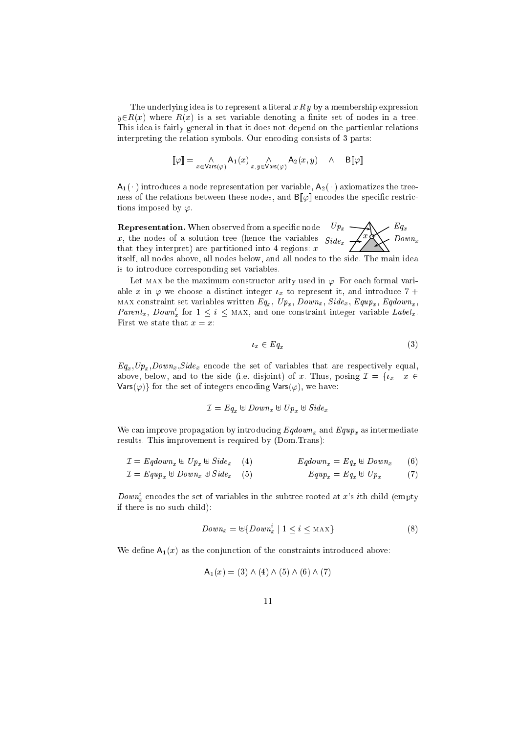The underlying idea is to represent a literal $x\,R\,y$ by a membership expression $y \in R(x)$ where $R(x)$ is a set variable denoting a finite set of nodes in a tree. This idea is fairly general in that it does not depend on the particular relations interpreting the relation symbols. Our encoding consists of 3 parts:

$$[\![\varphi]\!] = \bigwedge_{x \in \mathsf{Vars}(\varphi)} \mathsf{A}_1(x) \bigwedge_{x,y \in \mathsf{Vars}(\varphi)} \mathsf{A}_2(x,y) \quad \wedge \quad \mathsf{B}[\![\varphi]\!]$$

$\mathsf{A}_1(\cdot)$ introduces a node representation per variable, $\mathsf{A}_2(\cdot)$ axiomatizes the treeness of the relations between these nodes, and $\mathsf{B}[\![\varphi]\!]$ encodes the specific restrictions imposed by $\varphi$.

**Representation.** When observed from a specific node $x$, the nodes of a solution tree (hence the variables that they interpret) are partitioned into 4 regions: $x$ itself, all nodes above, all nodes below, and all nodes to the side. The main idea is to introduce corresponding set variables.

Let MAX be the maximum constructor arity used in $\varphi$. For each formal variable $x$ in $\varphi$ we choose a distinct integer $\iota_x$ to represent it, and introduce $7+$ MAX constraint set variables written $Eq_x$, $Up_x$, $Down_x$, $Side_x$, $Equp_x$, $Eqdown_x$, $Parent_x$, $Down^i_x$ for $1 \leq i \leq$ MAX, and one constraint integer variable $Label_x$. First we state that $x = x$:

$$\iota_x \in Eq_x \tag{3}$$

$Eq_x$,$Up_x$,$Down_x$,$Side_x$ encode the set of variables that are respectively equal, above, below, and to the side (i.e. disjoint) of $x$. Thus, posing $\mathcal{I} = \{\iota_x \mid x \in \mathsf{Vars}(\varphi)\}$ for the set of integers encoding $\mathsf{Vars}(\varphi)$, we have:

$$\mathcal{I} = Eq_x \uplus Down_x \uplus Up_x \uplus Side_x$$

We can improve propagation by introducing $Eqdown_x$ and $Equp_x$ as intermediate results. This improvement is required by (Dom.Trans):

$$\mathcal{I} = Eqdown_x \uplus Up_x \uplus Side_x \quad (4) \qquad\qquad Eqdown_x = Eq_x \uplus Down_x \quad (6)$$

$$\mathcal{I} = Equp_x \uplus Down_x \uplus Side_x \quad (5) \qquad\qquad Equp_x = Eq_x \uplus Up_x \quad (7)$$

$Down^i_x$ encodes the set of variables in the subtree rooted at $x$'s $i$th child (empty if there is no such child):

$$Down_x = \uplus\{Down^i_x \mid 1 \leq i \leq \text{MAX}\} \tag{8}$$

We define $\mathsf{A}_1(x)$ as the conjunction of the constraints introduced above:

$$\mathsf{A}_1(x) = (3) \wedge (4) \wedge (5) \wedge (6) \wedge (7)$$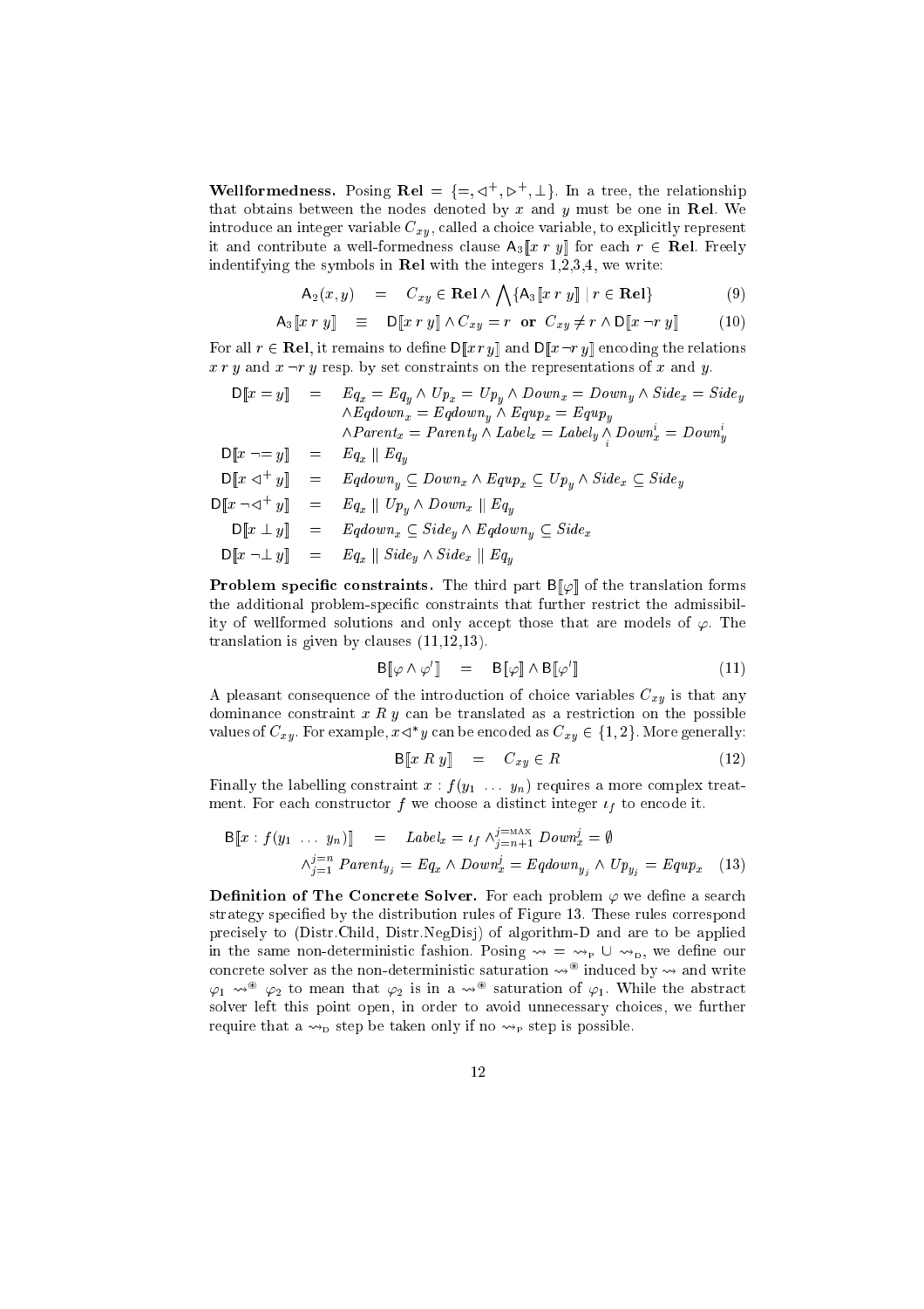**Wellformedness.** Posing $\mathbf{Rel} = \{=, \lhd^+, \rhd^+, \perp\}$. In a tree, the relationship that obtains between the nodes denoted by $x$ and $y$ must be one in $\mathbf{Rel}$. We introduce an integer variable $C_{xy}$, called a choice variable, to explicitly represent it and contribute a well-formedness clause $\mathsf{A}_3[\![x\ r\ y]\!]$ for each $r \in \mathbf{Rel}$. Freely indentifying the symbols in $\mathbf{Rel}$ with the integers 1,2,3,4, we write:

$$\mathsf{A}_2(x, y) \quad = \quad C_{xy} \in \mathbf{Rel} \wedge \bigwedge \{\mathsf{A}_3[\![x\ r\ y]\!] \mid r \in \mathbf{Rel}\} \tag{9}$$

$$\mathsf{A}_3[\![x\ r\ y]\!] \quad \equiv \quad \mathsf{D}[\![x\ r\ y]\!] \wedge C_{xy} = r \ \textbf{ or } \ C_{xy} \neq r \wedge \mathsf{D}[\![x\ \neg r\ y]\!] \tag{10}$$

For all $r \in \mathbf{Rel}$, it remains to define $\mathsf{D}[\![x\,r\,y]\!]$ and $\mathsf{D}[\![x\,\neg r\,y]\!]$ encoding the relations $x\ r\ y$ and $x\ \neg r\ y$ resp. by set constraints on the representations of $x$ and $y$.

$$\begin{aligned}
\mathsf{D}[\![x = y]\!] \quad &= \quad Eq_x = Eq_y \wedge Up_x = Up_y \wedge Down_x = Down_y \wedge Side_x = Side_y \\
&\qquad \wedge Eqdown_x = Eqdown_y \wedge Equp_x = Equp_y \\
&\qquad \wedge Parent_x = Parent_y \wedge Label_x = Label_y \bigwedge_i Down_x^i = Down_y^i \\
\mathsf{D}[\![x \neg\!= y]\!] \quad &= \quad Eq_x \parallel Eq_y \\
\mathsf{D}[\![x \lhd^+ y]\!] \quad &= \quad Eqdown_y \subseteq Down_x \wedge Equp_x \subseteq Up_y \wedge Side_x \subseteq Side_y \\
\mathsf{D}[\![x \neg\lhd^+ y]\!] \quad &= \quad Eq_x \parallel Up_y \wedge Down_x \parallel Eq_y \\
\mathsf{D}[\![x \perp y]\!] \quad &= \quad Eqdown_x \subseteq Side_y \wedge Eqdown_y \subseteq Side_x \\
\mathsf{D}[\![x \neg\!\perp y]\!] \quad &= \quad Eq_x \parallel Side_y \wedge Side_x \parallel Eq_y
\end{aligned}$$

**Problem specific constraints.** The third part $\mathsf{B}[\![\varphi]\!]$ of the translation forms the additional problem-specific constraints that further restrict the admissibility of wellformed solutions and only accept those that are models of $\varphi$. The translation is given by clauses (11,12,13).

$$\mathsf{B}[\![\varphi \wedge \varphi']\!] \quad = \quad \mathsf{B}[\![\varphi]\!] \wedge \mathsf{B}[\![\varphi']\!] \tag{11}$$

A pleasant consequence of the introduction of choice variables $C_{xy}$ is that any dominance constraint $x\ R\ y$ can be translated as a restriction on the possible values of $C_{xy}$. For example, $x \lhd^* y$ can be encoded as $C_{xy} \in \{1, 2\}$. More generally:

$$\mathsf{B}[\![x\ R\ y]\!] \quad = \quad C_{xy} \in R \tag{12}$$

Finally the labelling constraint $x : f(y_1\ \dots\ y_n)$ requires a more complex treatment. For each constructor $f$ we choose a distinct integer $\iota_f$ to encode it.

$$\begin{aligned}
\mathsf{B}[\![x : f(y_1\ \dots\ y_n)]\!] \quad &= \quad Label_x = \iota_f \wedge_{j=n+1}^{j=\text{MAX}} Down_x^j = \emptyset \\
&\qquad \wedge_{j=1}^{j=n} Parent_{y_j} = Eq_x \wedge Down_x^j = Eqdown_{y_j} \wedge Up_{y_j} = Equp_x
\end{aligned} \tag{13}$$

**Definition of The Concrete Solver.** For each problem $\varphi$ we define a search strategy specified by the distribution rules of Figure 13. These rules correspond precisely to (Distr.Child, Distr.NegDisj) of algorithm-D and are to be applied in the same non-deterministic fashion. Posing $\rightsquigarrow \, = \, \rightsquigarrow_{\text{P}} \cup \rightsquigarrow_{\text{D}}$, we define our concrete solver as the non-deterministic saturation $\rightsquigarrow^{\circledast}$ induced by $\rightsquigarrow$ and write $\varphi_1 \rightsquigarrow^{\circledast} \varphi_2$ to mean that $\varphi_2$ is in a $\rightsquigarrow^{\circledast}$ saturation of $\varphi_1$. While the abstract solver left this point open, in order to avoid unnecessary choices, we further require that a $\rightsquigarrow_{\text{D}}$ step be taken only if no $\rightsquigarrow_{\text{P}}$ step is possible.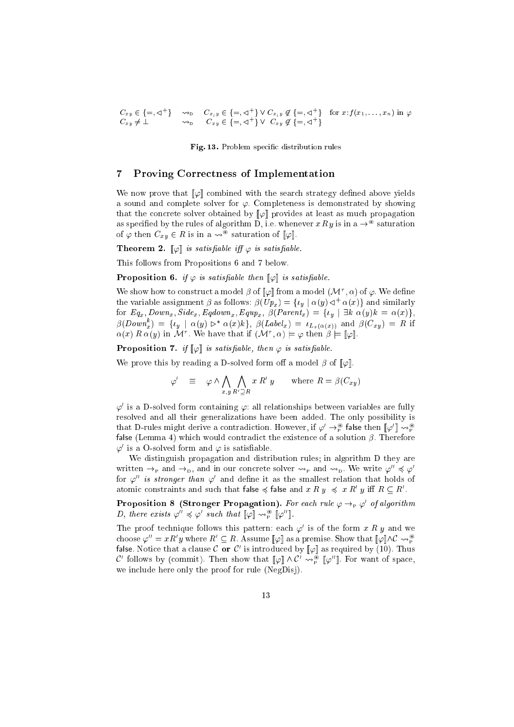$$C_{xy} \in \{=, \lhd^+\} \quad \rightsquigarrow_{\mathrm{D}} \quad C_{x_i y} \in \{=, \lhd^+\} \vee C_{x_i y} \notin \{=, \lhd^+\} \quad \text{for } x{:}f(x_1, \ldots, x_n) \text{ in } \varphi$$

$$C_{xy} \neq \bot \quad \rightsquigarrow_{\mathrm{D}} \quad C_{xy} \in \{=, \lhd^+\} \vee \; C_{xy} \notin \{=, \lhd^+\}$$

**Fig. 13.** Problem specific distribution rules

## 7 Proving Correctness of Implementation

We now prove that $[\![\varphi]\!]$ combined with the search strategy defined above yields a sound and complete solver for $\varphi$. Completeness is demonstrated by showing that the concrete solver obtained by $[\![\varphi]\!]$ provides at least as much propagation as specified by the rules of algorithm D, i.e. whenever $x\,R\,y$ is in a $\rightarrow^{\circledast}$ saturation of $\varphi$ then $C_{xy} \in R$ is in a $\rightsquigarrow^{\circledast}$ saturation of $[\![\varphi]\!]$.

**Theorem 2.** *$[\![\varphi]\!]$ is satisfiable iff $\varphi$ is satisfiable.*

This follows from Propositions 6 and 7 below.

**Proposition 6.** *if $\varphi$ is satisfiable then $[\![\varphi]\!]$ is satisfiable.*

We show how to construct a model $\beta$ of $[\![\varphi]\!]$ from a model $(\mathcal{M}^\tau, \alpha)$ of $\varphi$. We define the variable assignment $\beta$ as follows: $\beta(Up_x) = \{\iota_y \mid \alpha(y) \lhd^+ \alpha(x)\}$ and similarly for $Eq_x, Down_x, Side_x, Eqdown_x, Equp_x$, $\beta(Parent_x) = \{\iota_y \mid \exists k\; \alpha(y)k = \alpha(x)\}$, $\beta(Down_x^k) = \{\iota_y \mid \alpha(y) \rhd^* \alpha(x)k\}$, $\beta(Label_x) = \iota_{L_\tau(\alpha(x))}$ and $\beta(C_{xy}) = R$ if $\alpha(x)\,R\,\alpha(y)$ in $\mathcal{M}^\tau$. We have that if $(\mathcal{M}^\tau, \alpha) \models \varphi$ then $\beta \models [\![\varphi]\!]$.

**Proposition 7.** *if $[\![\varphi]\!]$ is satisfiable, then $\varphi$ is satisfiable.*

We prove this by reading a D-solved form off a model $\beta$ of $[\![\varphi]\!]$.

$$\varphi' \quad \equiv \quad \varphi \wedge \bigwedge_{x,y} \bigwedge_{R' \supseteq R} x\; R'\; y \qquad \text{where } R = \beta(C_{xy})$$

$\varphi'$ is a D-solved form containing $\varphi$: all relationships between variables are fully resolved and all their generalizations have been added. The only possibility is that D-rules might derive a contradiction. However, if $\varphi' \rightarrow_{\mathrm{P}}^{\circledast} \mathsf{false}$ then $[\![\varphi']\!] \rightsquigarrow_{\mathrm{P}}^{\circledast} \mathsf{false}$ (Lemma 4) which would contradict the existence of a solution $\beta$. Therefore $\varphi'$ is a O-solved form and $\varphi$ is satisfiable.

We distinguish propagation and distribution rules; in algorithm D they are written $\rightarrow_{\mathrm{P}}$ and $\rightarrow_{\mathrm{D}}$, and in our concrete solver $\rightsquigarrow_{\mathrm{P}}$ and $\rightsquigarrow_{\mathrm{D}}$. We write $\varphi'' \preccurlyeq \varphi'$ for $\varphi''$ *is stronger than* $\varphi'$ and define it as the smallest relation that holds of atomic constraints and such that $\mathsf{false} \preccurlyeq \mathsf{false}$ and $x\;R\;y \;\preccurlyeq\; x\;R'\;y$ iff $R \subseteq R'$.

**Proposition 8 (Stronger Propagation).** *For each rule $\varphi \rightarrow_{\mathrm{P}} \varphi'$ of algorithm D, there exists $\varphi'' \preccurlyeq \varphi'$ such that $[\![\varphi]\!] \rightsquigarrow_{\mathrm{P}}^{\circledast} [\![\varphi'']\!]$.*

The proof technique follows this pattern: each $\varphi'$ is of the form $x\;R\;y$ and we choose $\varphi'' = xR'y$ where $R' \subseteq R$. Assume $[\![\varphi]\!]$ as a premise. Show that $[\![\varphi]\!] \wedge \mathcal{C} \rightsquigarrow_{\mathrm{P}}^{\circledast}$ $\mathsf{false}$. Notice that a clause $\mathcal{C}$ **or** $\mathcal{C}'$ is introduced by $[\![\varphi]\!]$ as required by (10). Thus $\mathcal{C}'$ follows by (commit). Then show that $[\![\varphi]\!] \wedge \mathcal{C}' \rightsquigarrow_{\mathrm{P}}^{\circledast} [\![\varphi'']\!]$. For want of space, we include here only the proof for rule (NegDisj).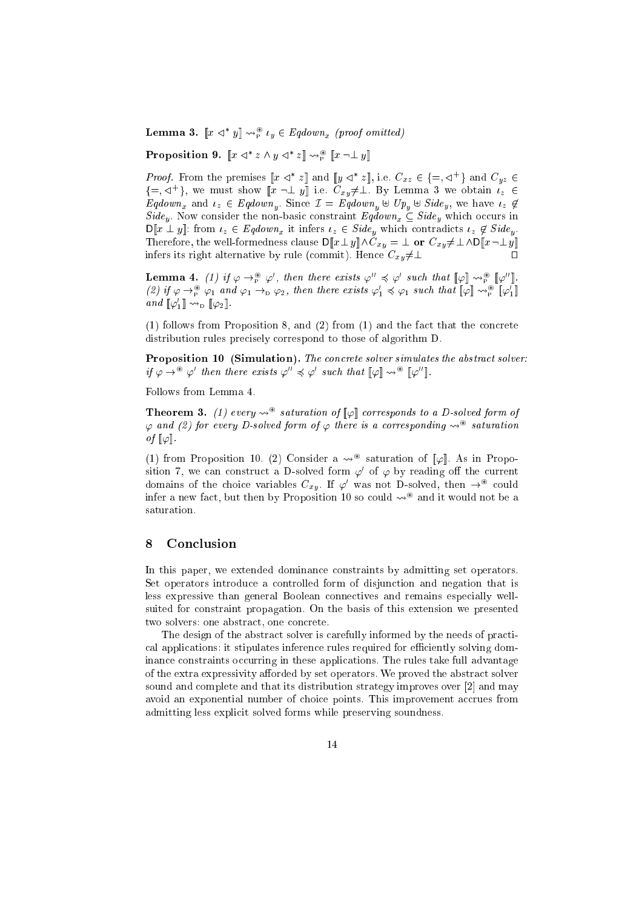**Lemma 3.** $[\![x \lhd^* y]\!] \leadsto_{\mathrm{P}}^{\circledast} \iota_y \in \mathit{Eqdown}_x$ *(proof omitted)*

**Proposition 9.** $[\![x \lhd^* z \wedge y \lhd^* z]\!] \leadsto_{\mathrm{P}}^{\circledast} [\![x \neg\bot\, y]\!]$

*Proof.* From the premises $[\![x \lhd^* z]\!]$ and $[\![y \lhd^* z]\!]$, i.e. $C_{xz} \in \{=, \lhd^+\}$ and $C_{yz} \in \{=, \lhd^+\}$, we must show $[\![x \neg\bot\, y]\!]$ i.e. $C_{xy} \neq \bot$. By Lemma 3 we obtain $\iota_z \in \mathit{Eqdown}_x$ and $\iota_z \in \mathit{Eqdown}_y$. Since $\mathcal{I} = \mathit{Eqdown}_y \uplus \mathit{Up}_y \uplus \mathit{Side}_y$, we have $\iota_z \notin \mathit{Side}_y$. Now consider the non-basic constraint $\mathit{Eqdown}_x \subseteq \mathit{Side}_y$ which occurs in $\mathsf{D}[\![x \perp y]\!]$: from $\iota_z \in \mathit{Eqdown}_x$ it infers $\iota_z \in \mathit{Side}_y$ which contradicts $\iota_z \notin \mathit{Side}_y$. Therefore, the well-formedness clause $\mathsf{D}[\![x \perp y]\!] \wedge C_{xy} = \bot$ **or** $C_{xy} \neq \bot \wedge \mathsf{D}[\![x \neg\bot\, y]\!]$ infers its right alternative by rule (commit). Hence $C_{xy} \neq \bot$ □

**Lemma 4.** *(1) if $\varphi \rightarrow_{\mathrm{P}}^{\circledast} \varphi'$, then there exists $\varphi'' \preccurlyeq \varphi'$ such that $[\![\varphi]\!] \leadsto_{\mathrm{P}}^{\circledast} [\![\varphi'']\!]$. (2) if $\varphi \rightarrow_{\mathrm{P}}^{\circledast} \varphi_1$ and $\varphi_1 \rightarrow_{\mathrm{D}} \varphi_2$, then there exists $\varphi_1' \preccurlyeq \varphi_1$ such that $[\![\varphi]\!] \leadsto_{\mathrm{P}}^{\circledast} [\![\varphi_1']\!]$ and $[\![\varphi_1']\!] \leadsto_{\mathrm{D}} [\![\varphi_2]\!]$.*

(1) follows from Proposition 8, and (2) from (1) and the fact that the concrete distribution rules precisely correspond to those of algorithm D.

**Proposition 10 (Simulation).** *The concrete solver simulates the abstract solver: if $\varphi \rightarrow^{\circledast} \varphi'$ then there exists $\varphi'' \preccurlyeq \varphi'$ such that $[\![\varphi]\!] \leadsto^{\circledast} [\![\varphi'']\!]$.*

Follows from Lemma 4.

**Theorem 3.** *(1) every $\leadsto^{\circledast}$ saturation of $[\![\varphi]\!]$ corresponds to a D-solved form of $\varphi$ and (2) for every D-solved form of $\varphi$ there is a corresponding $\leadsto^{\circledast}$ saturation of $[\![\varphi]\!]$.*

(1) from Proposition 10. (2) Consider a $\leadsto^{\circledast}$ saturation of $[\![\varphi]\!]$. As in Proposition 7, we can construct a D-solved form $\varphi'$ of $\varphi$ by reading off the current domains of the choice variables $C_{xy}$. If $\varphi'$ was not D-solved, then $\rightarrow^{\circledast}$ could infer a new fact, but then by Proposition 10 so could $\leadsto^{\circledast}$ and it would not be a saturation.

## 8 Conclusion

In this paper, we extended dominance constraints by admitting set operators. Set operators introduce a controlled form of disjunction and negation that is less expressive than general Boolean connectives and remains especially well-suited for constraint propagation. On the basis of this extension we presented two solvers: one abstract, one concrete.

The design of the abstract solver is carefully informed by the needs of practical applications: it stipulates inference rules required for efficiently solving dominance constraints occurring in these applications. The rules take full advantage of the extra expressivity afforded by set operators. We proved the abstract solver sound and complete and that its distribution strategy improves over [2] and may avoid an exponential number of choice points. This improvement accrues from admitting less explicit solved forms while preserving soundness.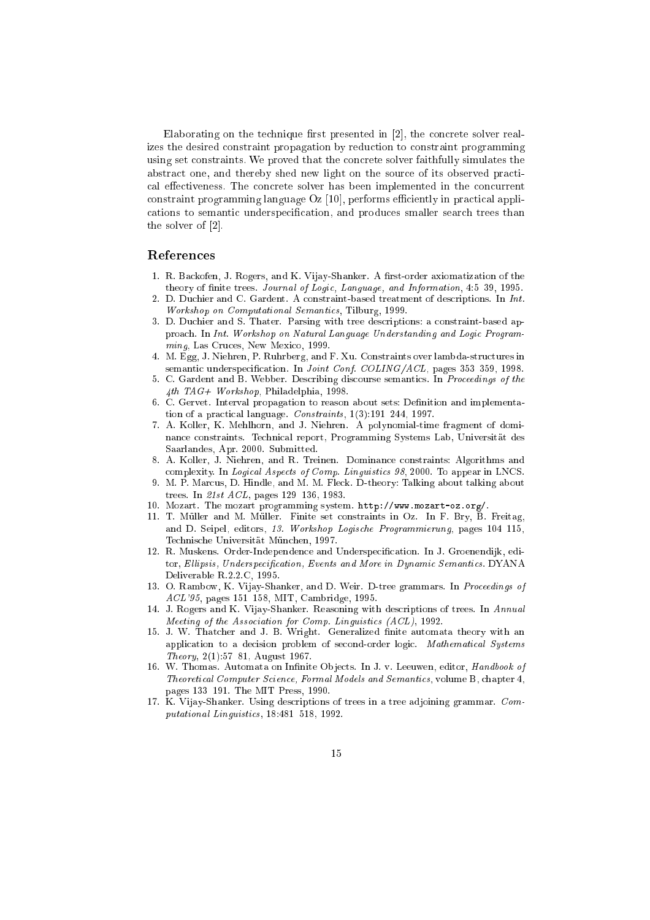Elaborating on the technique first presented in [2], the concrete solver realizes the desired constraint propagation by reduction to constraint programming using set constraints. We proved that the concrete solver faithfully simulates the abstract one, and thereby shed new light on the source of its observed practical effectiveness. The concrete solver has been implemented in the concurrent constraint programming language Oz [10], performs efficiently in practical applications to semantic underspecification, and produces smaller search trees than the solver of [2].

## References

1. R. Backofen, J. Rogers, and K. Vijay-Shanker. A first-order axiomatization of the theory of finite trees. *Journal of Logic, Language, and Information*, 4:5 39, 1995.
2. D. Duchier and C. Gardent. A constraint-based treatment of descriptions. In *Int. Workshop on Computational Semantics*, Tilburg, 1999.
3. D. Duchier and S. Thater. Parsing with tree descriptions: a constraint-based approach. In *Int. Workshop on Natural Language Understanding and Logic Programming*, Las Cruces, New Mexico, 1999.
4. M. Egg, J. Niehren, P. Ruhrberg, and F. Xu. Constraints over lambda-structures in semantic underspecification. In *Joint Conf. COLING/ACL*, pages 353 359, 1998.
5. C. Gardent and B. Webber. Describing discourse semantics. In *Proceedings of the 4th TAG+ Workshop*, Philadelphia, 1998.
6. C. Gervet. Interval propagation to reason about sets: Definition and implementation of a practical language. *Constraints*, 1(3):191 244, 1997.
7. A. Koller, K. Mehlhorn, and J. Niehren. A polynomial-time fragment of dominance constraints. Technical report, Programming Systems Lab, Universität des Saarlandes, Apr. 2000. Submitted.
8. A. Koller, J. Niehren, and R. Treinen. Dominance constraints: Algorithms and complexity. In *Logical Aspects of Comp. Linguistics 98*, 2000. To appear in LNCS.
9. M. P. Marcus, D. Hindle, and M. M. Fleck. D-theory: Talking about talking about trees. In *21st ACL*, pages 129 136, 1983.
10. Mozart. The mozart programming system. `http://www.mozart-oz.org/`.
11. T. Müller and M. Müller. Finite set constraints in Oz. In F. Bry, B. Freitag, and D. Seipel, editors, *13. Workshop Logische Programmierung*, pages 104 115, Technische Universität München, 1997.
12. R. Muskens. Order-Independence and Underspecification. In J. Groenendijk, editor, *Ellipsis, Underspecification, Events and More in Dynamic Semantics*. DYANA Deliverable R.2.2.C, 1995.
13. O. Rambow, K. Vijay-Shanker, and D. Weir. D-tree grammars. In *Proceedings of ACL'95*, pages 151 158, MIT, Cambridge, 1995.
14. J. Rogers and K. Vijay-Shanker. Reasoning with descriptions of trees. In *Annual Meeting of the Association for Comp. Linguistics (ACL)*, 1992.
15. J. W. Thatcher and J. B. Wright. Generalized finite automata theory with an application to a decision problem of second-order logic. *Mathematical Systems Theory*, 2(1):57 81, August 1967.
16. W. Thomas. Automata on Infinite Objects. In J. v. Leeuwen, editor, *Handbook of Theoretical Computer Science, Formal Models and Semantics*, volume B, chapter 4, pages 133 191. The MIT Press, 1990.
17. K. Vijay-Shanker. Using descriptions of trees in a tree adjoining grammar. *Computational Linguistics*, 18:481 518, 1992.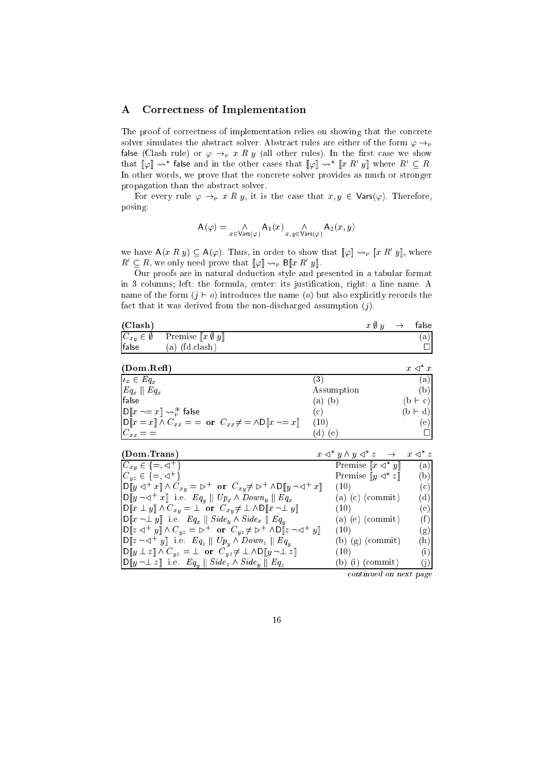## A Correctness of Implementation

The proof of correctness of implementation relies on showing that the concrete solver simulates the abstract solver. Abstract rules are either of the form $\varphi \rightarrow_{\mathrm{P}}$ false (Clash rule) or $\varphi \rightarrow_{\mathrm{P}} x\ R\ y$ (all other rules). In the first case we show that $[\![\varphi]\!] \rightsquigarrow^*$ false and in the other cases that $[\![\varphi]\!] \rightsquigarrow^* [\![x\ R'\ y]\!]$ where $R' \subseteq R$. In other words, we prove that the concrete solver provides as much or stronger propagation than the abstract solver.

For every rule $\varphi \rightarrow_{\mathrm{P}} x\ R\ y$, it is the case that $x, y \in \mathsf{Vars}(\varphi)$. Therefore, posing:

$$\mathsf{A}(\varphi) = \bigwedge_{x \in \mathsf{Vars}(\varphi)} \mathsf{A}_1(x) \bigwedge_{x,y \in \mathsf{Vars}(\varphi)} \mathsf{A}_2(x, y)$$

we have $\mathsf{A}(x\ R\ y) \subseteq \mathsf{A}(\varphi)$. Thus, in order to show that $[\![\varphi]\!] \rightsquigarrow_{\mathrm{P}} [\![x\ R'\ y]\!]$, where $R' \subseteq R$, we only need prove that $[\![\varphi]\!] \rightsquigarrow_{\mathrm{P}} \mathsf{B}[\![x\ R'\ y]\!]$.

Our proofs are in natural deduction style and presented in a tabular format in 3 columns; left: the formula, center: its justification, right: a line name. A name of the form $(j \vdash o)$ introduces the name $(o)$ but also explicitly records the fact that it was derived from the non-discharged assumption $(j)$.

**(Clash)** $\qquad x \emptyset y \quad \rightarrow \quad$ false

| | | |
|---|---|---|
| $C_{xy} \in \emptyset$ | Premise $[\![x\ \emptyset\ y]\!]$ | (a) |
| false | (a) (fd.clash) | $\square$ |

**(Dom.Refl)** $\qquad x \lhd^* x$

| | | |
|---|---|---|
| $\iota_x \in Eq_x$ | (3) | (a) |
| $Eq_x \parallel Eq_x$ | Assumption | (b) |
| false | (a) (b) | (b $\vdash$ c) |
| $\mathsf{D}[\![x \neg\!= x]\!] \rightsquigarrow^{\circledast}_{\mathrm{P}}$ false | (c) | (b $\vdash$ d) |
| $\mathsf{D}[\![x = x]\!] \wedge C_{xx} = =$ **or** $C_{xx} \neq = \wedge \mathsf{D}[\![x \neg\!= x]\!]$ | (10) | (e) |
| $C_{xx} = =$ | (d) (e) | $\square$ |

**(Dom.Trans)** $\qquad x \lhd^* y \wedge y \lhd^* z \quad \rightarrow \quad x \lhd^* z$

| | | |
|---|---|---|
| $C_{xy} \in \{=, \lhd^+\}$ | Premise $[\![x \lhd^* y]\!]$ | (a) |
| $C_{yz} \in \{=, \lhd^+\}$ | Premise $[\![y \lhd^* z]\!]$ | (b) |
| $\mathsf{D}[\![y \lhd^+ x]\!] \wedge C_{xy} = \rhd^+$ **or** $C_{xy} \neq \rhd^+ \wedge \mathsf{D}[\![y \neg\lhd^+ x]\!]$ | (10) | (c) |
| $\mathsf{D}[\![y \neg\lhd^+ x]\!]$ i.e. $Eq_y \parallel Up_x \wedge Down_y \parallel Eq_x$ | (a) (c) (commit) | (d) |
| $\mathsf{D}[\![x \perp y]\!] \wedge C_{xy} = \perp$ **or** $C_{xy} \neq \perp \wedge \mathsf{D}[\![x \neg\!\perp y]\!]$ | (10) | (e) |
| $\mathsf{D}[\![x \neg\!\perp y]\!]$ i.e. $Eq_x \parallel Side_y \wedge Side_x \parallel Eq_y$ | (a) (e) (commit) | (f) |
| $\mathsf{D}[\![z \lhd^+ y]\!] \wedge C_{yz} = \rhd^+$ **or** $C_{yz} \neq \rhd^+ \wedge \mathsf{D}[\![z \neg\lhd^+ y]\!]$ | (10) | (g) |
| $\mathsf{D}[\![z \neg\lhd^+ y]\!]$ i.e. $Eq_z \parallel Up_y \wedge Down_z \parallel Eq_y$ | (b) (g) (commit) | (h) |
| $\mathsf{D}[\![y \perp z]\!] \wedge C_{yz} = \perp$ **or** $C_{yz} \neq \perp \wedge \mathsf{D}[\![y \neg\!\perp z]\!]$ | (10) | (i) |
| $\mathsf{D}[\![y \neg\!\perp z]\!]$ i.e. $Eq_y \parallel Side_z \wedge Side_y \parallel Eq_z$ | (b) (i) (commit) | (j) |

*continued on next page*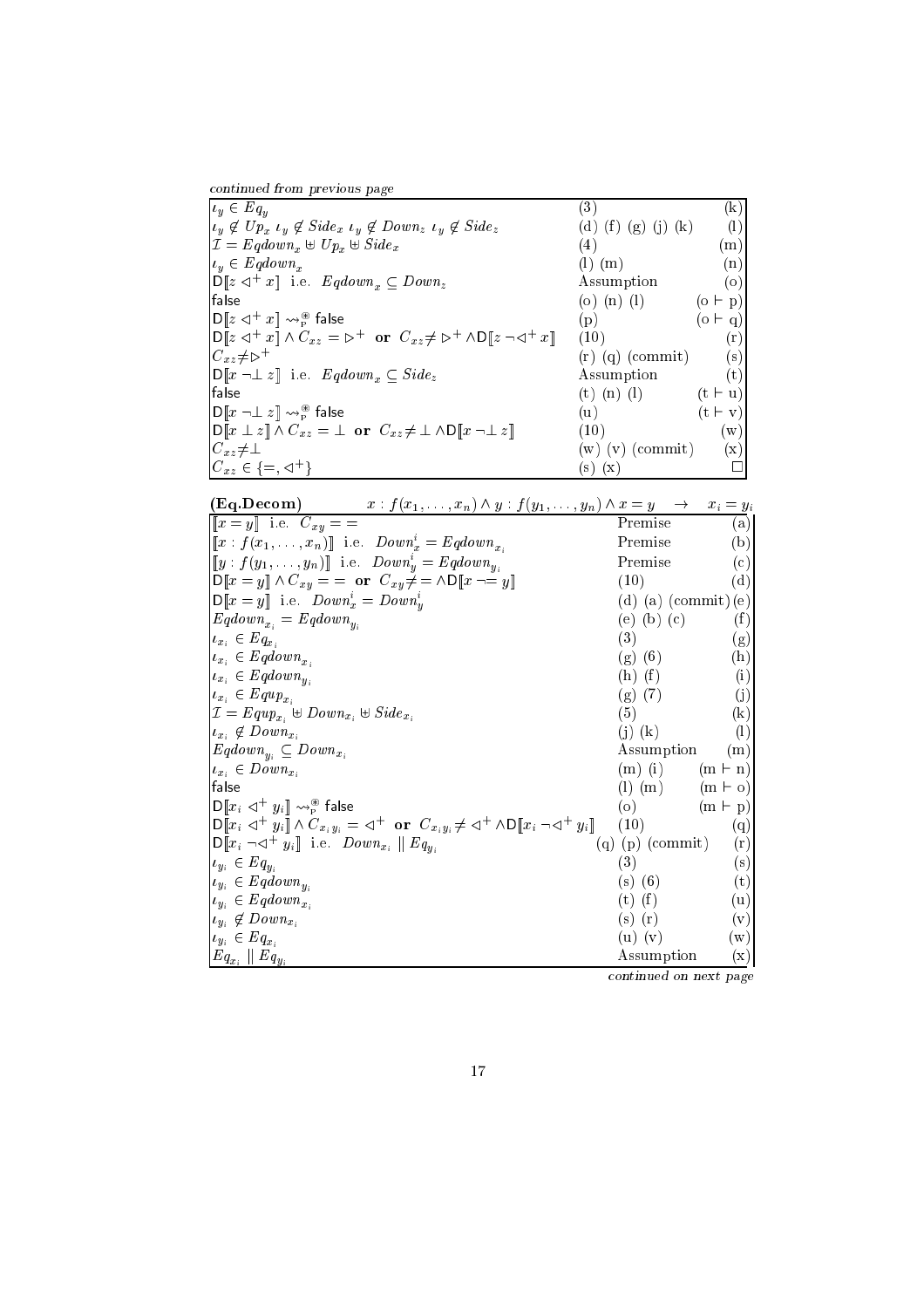*continued from previous page*

| | | |
|---|---|---|
| $\iota_y \in Eq_y$ | (3) | (k) |
| $\iota_y \notin Up_x$ $\iota_y \notin Side_x$ $\iota_y \notin Down_z$ $\iota_y \notin Side_z$ | (d) (f) (g) (j) (k) | (l) |
| $\mathcal{I} = Eqdown_x \uplus Up_x \uplus Side_x$ | (4) | (m) |
| $\iota_y \in Eqdown_x$ | (l) (m) | (n) |
| $\mathsf{D}[\![z \lhd^+ x]\!]$ i.e. $Eqdown_x \subseteq Down_z$ | Assumption | (o) |
| false | (o) (n) (l) | (o $\vdash$ p) |
| $\mathsf{D}[\![z \lhd^+ x]\!] \rightsquigarrow^{\circledast}_{\mathrm{P}}$ false | (p) | (o $\vdash$ q) |
| $\mathsf{D}[\![z \lhd^+ x]\!] \wedge C_{xz} = \rhd^+$ **or** $C_{xz} \neq \rhd^+ \wedge \mathsf{D}[\![z \neg\lhd^+ x]\!]$ | (10) | (r) |
| $C_{xz} \neq \rhd^+$ | (r) (q) (commit) | (s) |
| $\mathsf{D}[\![x \neg\bot\ z]\!]$ i.e. $Eqdown_x \subseteq Side_z$ | Assumption | (t) |
| false | (t) (n) (l) | (t $\vdash$ u) |
| $\mathsf{D}[\![x \neg\bot\ z]\!] \rightsquigarrow^{\circledast}_{\mathrm{P}}$ false | (u) | (t $\vdash$ v) |
| $\mathsf{D}[\![x \perp z]\!] \wedge C_{xz} = \perp$ **or** $C_{xz} \neq \perp \wedge \mathsf{D}[\![x \neg\bot\ z]\!]$ | (10) | (w) |
| $C_{xz} \neq \perp$ | (w) (v) (commit) | (x) |
| $C_{xz} \in \{=, \lhd^+\}$ | (s) (x) | $\square$ |

**(Eq.Decom)** $\quad x : f(x_1, \ldots, x_n) \wedge y : f(y_1, \ldots, y_n) \wedge x = y \quad \rightarrow \quad x_i = y_i$

| | | |
|---|---|---|
| $[\![x = y]\!]$ i.e. $C_{xy} = =$ | Premise | (a) |
| $[\![x : f(x_1, \ldots, x_n)]\!]$ i.e. $Down^i_x = Eqdown_{x_i}$ | Premise | (b) |
| $[\![y : f(y_1, \ldots, y_n)]\!]$ i.e. $Down^i_y = Eqdown_{y_i}$ | Premise | (c) |
| $\mathsf{D}[\![x = y]\!] \wedge C_{xy} = =$ **or** $C_{xy} \neq = \wedge \mathsf{D}[\![x \neg{=}\ y]\!]$ | (10) | (d) |
| $\mathsf{D}[\![x = y]\!]$ i.e. $Down^i_x = Down^i_y$ | (d) (a) (commit) | (e) |
| $Eqdown_{x_i} = Eqdown_{y_i}$ | (e) (b) (c) | (f) |
| $\iota_{x_i} \in Eq_{x_i}$ | (3) | (g) |
| $\iota_{x_i} \in Eqdown_{x_i}$ | (g) (6) | (h) |
| $\iota_{x_i} \in Eqdown_{y_i}$ | (h) (f) | (i) |
| $\iota_{x_i} \in Equp_{x_i}$ | (g) (7) | (j) |
| $\mathcal{I} = Equp_{x_i} \uplus Down_{x_i} \uplus Side_{x_i}$ | (5) | (k) |
| $\iota_{x_i} \notin Down_{x_i}$ | (j) (k) | (l) |
| $Eqdown_{y_i} \subseteq Down_{x_i}$ | Assumption | (m) |
| $\iota_{x_i} \in Down_{x_i}$ | (m) (i) | (m $\vdash$ n) |
| false | (l) (m) | (m $\vdash$ o) |
| $\mathsf{D}[\![x_i \lhd^+ y_i]\!] \rightsquigarrow^{\circledast}_{\mathrm{P}}$ false | (o) | (m $\vdash$ p) |
| $\mathsf{D}[\![x_i \lhd^+ y_i]\!] \wedge C_{x_i y_i} = \lhd^+$ **or** $C_{x_i y_i} \neq \lhd^+ \wedge \mathsf{D}[\![x_i \neg\lhd^+ y_i]\!]$ | (10) | (q) |
| $\mathsf{D}[\![x_i \neg\lhd^+ y_i]\!]$ i.e. $Down_{x_i} \parallel Eq_{y_i}$ | (q) (p) (commit) | (r) |
| $\iota_{y_i} \in Eq_{y_i}$ | (3) | (s) |
| $\iota_{y_i} \in Eqdown_{y_i}$ | (s) (6) | (t) |
| $\iota_{y_i} \in Eqdown_{x_i}$ | (t) (f) | (u) |
| $\iota_{y_i} \notin Down_{x_i}$ | (s) (r) | (v) |
| $\iota_{y_i} \in Eq_{x_i}$ | (u) (v) | (w) |
| $Eq_{x_i} \parallel Eq_{y_i}$ | Assumption | (x) |

*continued on next page*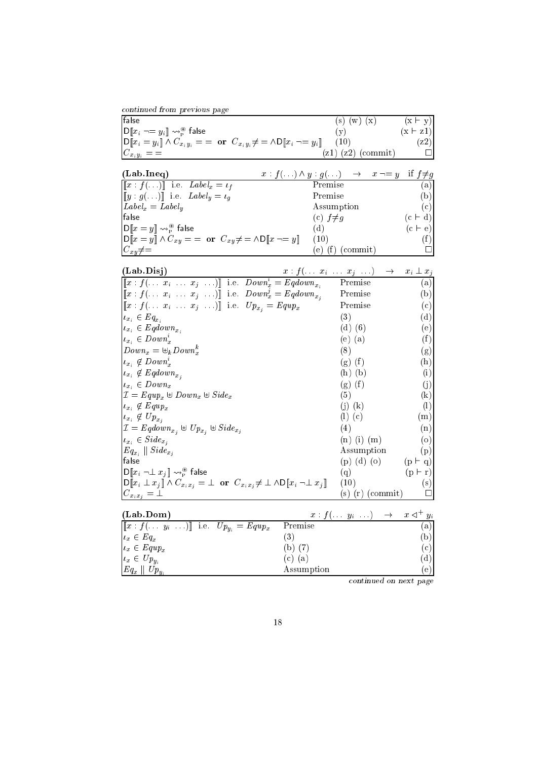*continued from previous page*

| | | |
|---|---|---|
| false | (s) (w) (x) | (x ⊢ y) |
| $\mathsf{D}[\![x_i \neg\!= y_i]\!] \leadsto^{\circledast}_{\mathrm{P}}$ false | (y) | (x ⊢ z1) |
| $\mathsf{D}[\![x_i = y_i]\!] \wedge C_{x_i y_i} = =$ **or** $C_{x_i y_i} \neq = \wedge \mathsf{D}[\![x_i \neg\!= y_i]\!]$ | (10) | (z2) |
| $C_{x_i y_i} = =$ | (z1) (z2) (commit) | □ |

| **(Lab.Ineq)** | $x : f(\ldots) \wedge y : g(\ldots) \quad \rightarrow \quad x \neg\!= y \quad$ if $f \neq g$ | |
|---|---|---|
| $[\![x : f(\ldots)]\!]$ i.e. $Label_x = \iota_f$ | Premise | (a) |
| $[\![y : g(\ldots)]\!]$ i.e. $Label_y = \iota_g$ | Premise | (b) |
| $Label_x = Label_y$ | Assumption | (c) |
| false | (c) $f \neq g$ | (c ⊢ d) |
| $\mathsf{D}[\![x = y]\!] \leadsto^{\circledast}_{\mathrm{P}}$ false | (d) | (c ⊢ e) |
| $\mathsf{D}[\![x = y]\!] \wedge C_{xy} = =$ **or** $C_{xy} \neq = \wedge \mathsf{D}[\![x \neg\!= y]\!]$ | (10) | (f) |
| $C_{xy} \neq =$ | (e) (f) (commit) | □ |

| **(Lab.Disj)** | $x : f(\ldots\ x_i\ \ldots\ x_j\ \ldots) \quad \rightarrow \quad x_i \perp x_j$ | |
|---|---|---|
| $[\![x : f(\ldots\ x_i\ \ldots\ x_j\ \ldots)]\!]$ i.e. $Down^i_x = Eqdown_{x_i}$ | Premise | (a) |
| $[\![x : f(\ldots\ x_i\ \ldots\ x_j\ \ldots)]\!]$ i.e. $Down^j_x = Eqdown_{x_j}$ | Premise | (b) |
| $[\![x : f(\ldots\ x_i\ \ldots\ x_j\ \ldots)]\!]$ i.e. $Up_{x_j} = Equp_x$ | Premise | (c) |
| $\iota_{x_i} \in Eq_{x_i}$ | (3) | (d) |
| $\iota_{x_i} \in Eqdown_{x_i}$ | (d) (6) | (e) |
| $\iota_{x_i} \in Down^i_x$ | (e) (a) | (f) |
| $Down_x = \uplus_k Down^k_x$ | (8) | (g) |
| $\iota_{x_i} \notin Down^j_x$ | (g) (f) | (h) |
| $\iota_{x_i} \notin Eqdown_{x_j}$ | (h) (b) | (i) |
| $\iota_{x_i} \in Down_x$ | (g) (f) | (j) |
| $\mathcal{I} = Equp_x \uplus Down_x \uplus Side_x$ | (5) | (k) |
| $\iota_{x_i} \notin Equp_x$ | (j) (k) | (l) |
| $\iota_{x_i} \notin Up_{x_j}$ | (l) (c) | (m) |
| $\mathcal{I} = Eqdown_{x_j} \uplus Up_{x_j} \uplus Side_{x_j}$ | (4) | (n) |
| $\iota_{x_i} \in Side_{x_j}$ | (n) (i) (m) | (o) |
| $Eq_{x_i} \parallel Side_{x_j}$ | Assumption | (p) |
| false | (p) (d) (o) | (p ⊢ q) |
| $\mathsf{D}[\![x_i \neg\!\perp x_j]\!] \leadsto^{\circledast}_{\mathrm{P}}$ false | (q) | (p ⊢ r) |
| $\mathsf{D}[\![x_i \perp x_j]\!] \wedge C_{x_i x_j} = \perp$ **or** $C_{x_i x_j} \neq \perp \wedge \mathsf{D}[x_i \neg\!\perp x_j]\!]$ | (10) | (s) |
| $C_{x_i x_j} = \perp$ | (s) (r) (commit) | □ |

| **(Lab.Dom)** | $x : f(\ldots\ y_i\ \ldots) \quad \rightarrow \quad x \lhd^+ y_i$ | |
|---|---|---|
| $[\![x : f(\ldots\ y_i\ \ldots)]\!]$ i.e. $Up_{y_i} = Equp_x$ | Premise | (a) |
| $\iota_x \in Eq_x$ | (3) | (b) |
| $\iota_x \in Equp_x$ | (b) (7) | (c) |
| $\iota_x \in Up_{y_i}$ | (c) (a) | (d) |
| $Eq_x \parallel Up_{y_i}$ | Assumption | (e) |

*continued on next page*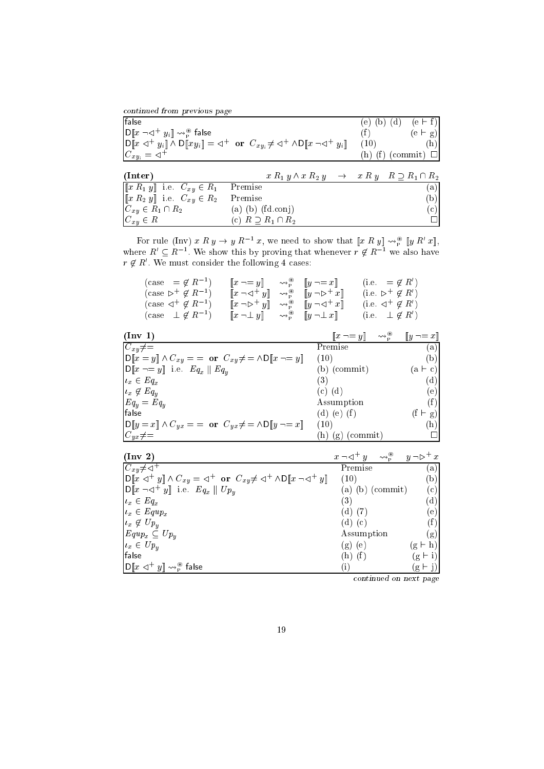*continued from previous page*

| | | |
|---|---|---|
| false | (e) (b) (d) | (e ⊢ f) |
| $\mathsf{D}[\![x \neg\lhd^+ y_i]\!] \rightsquigarrow^{\circledast}_{\mathrm{P}} \mathsf{false}$ | (f) | (e ⊢ g) |
| $\mathsf{D}[\![x \lhd^+ y_i]\!] \wedge \mathsf{D}[\![xy_i]\!] = \lhd^+$ **or** $C_{xy_i} \neq \lhd^+ \wedge \mathsf{D}[\![x \neg\lhd^+ y_i]\!]$ | (10) | (h) |
| $C_{xy_i} = \lhd^+$ | (h) (f) (commit) | □ |

| **(Inter)** | $x\ R_1\ y \wedge x\ R_2\ y \quad \rightarrow \quad x\ R\ y \quad R \supseteq R_1 \cap R_2$ | |
|---|---|---|
| $[\![x\ R_1\ y]\!]$ i.e. $C_{xy} \in R_1$ | Premise | (a) |
| $[\![x\ R_2\ y]\!]$ i.e. $C_{xy} \in R_2$ | Premise | (b) |
| $C_{xy} \in R_1 \cap R_2$ | (a) (b) (fd.conj) | (c) |
| $C_{xy} \in R$ | (c) $R \supseteq R_1 \cap R_2$ | □ |

For rule (Inv) $x\ R\ y \rightarrow y\ R^{-1}\ x$, we need to show that $[\![x\ R\ y]\!] \rightsquigarrow^{\circledast}_{\mathrm{P}} [\![y\ R'\ x]\!]$, where $R' \subseteq R^{-1}$. We show this by proving that whenever $r \notin R^{-1}$ we also have $r \notin R'$. We must consider the following 4 cases:

$$
\begin{array}{llll}
(\text{case } = \notin R^{-1}) & [\![x \neg\!= y]\!] & \rightsquigarrow^{\circledast}_{\mathrm{P}} & [\![y \neg\!= x]\!] \quad (\text{i.e. } = \notin R') \\
(\text{case } \rhd^+ \notin R^{-1}) & [\![x \neg\lhd^+ y]\!] & \rightsquigarrow^{\circledast}_{\mathrm{P}} & [\![y \neg\rhd^+ x]\!] \quad (\text{i.e. } \rhd^+ \notin R') \\
(\text{case } \lhd^+ \notin R^{-1}) & [\![x \neg\rhd^+ y]\!] & \rightsquigarrow^{\circledast}_{\mathrm{P}} & [\![y \neg\lhd^+ x]\!] \quad (\text{i.e. } \lhd^+ \notin R') \\
(\text{case } \perp \notin R^{-1}) & [\![x \neg\perp y]\!] & \rightsquigarrow^{\circledast}_{\mathrm{P}} & [\![y \neg\perp x]\!] \quad (\text{i.e. } \perp \notin R')
\end{array}
$$

| **(Inv 1)** | $[\![x \neg\!= y]\!] \quad \rightsquigarrow^{\circledast}_{\mathrm{P}} \quad [\![y \neg\!= x]\!]$ | |
|---|---|---|
| $C_{xy} \neq =$ | Premise | (a) |
| $\mathsf{D}[\![x = y]\!] \wedge C_{xy} = =$ **or** $C_{xy} \neq = \wedge \mathsf{D}[\![x \neg\!= y]\!]$ | (10) | (b) |
| $\mathsf{D}[\![x \neg\!= y]\!]$ i.e. $Eq_x \parallel Eq_y$ | (b) (commit) | (a ⊢ c) |
| $\iota_x \in Eq_x$ | (3) | (d) |
| $\iota_x \notin Eq_y$ | (c) (d) | (e) |
| $Eq_y = Eq_y$ | Assumption | (f) |
| false | (d) (e) (f) | (f ⊢ g) |
| $\mathsf{D}[\![y = x]\!] \wedge C_{yx} = =$ **or** $C_{yx} \neq = \wedge \mathsf{D}[\![y \neg\!= x]\!]$ | (10) | (h) |
| $C_{yx} \neq =$ | (h) (g) (commit) | □ |

| **(Inv 2)** | $x \neg\lhd^+ y \quad \rightsquigarrow^{\circledast}_{\mathrm{P}} \quad y \neg\rhd^+ x$ | |
|---|---|---|
| $C_{xy} \neq \lhd^+$ | Premise | (a) |
| $\mathsf{D}[\![x \lhd^+ y]\!] \wedge C_{xy} = \lhd^+$ **or** $C_{xy} \neq \lhd^+ \wedge \mathsf{D}[\![x \neg\lhd^+ y]\!]$ | (10) | (b) |
| $\mathsf{D}[\![x \neg\lhd^+ y]\!]$ i.e. $Eq_x \parallel Up_y$ | (a) (b) (commit) | (c) |
| $\iota_x \in Eq_x$ | (3) | (d) |
| $\iota_x \in Equp_x$ | (d) (7) | (e) |
| $\iota_x \notin Up_y$ | (d) (c) | (f) |
| $Equp_x \subseteq Up_y$ | Assumption | (g) |
| $\iota_x \in Up_y$ | (g) (e) | (g ⊢ h) |
| false | (h) (f) | (g ⊢ i) |
| $\mathsf{D}[\![x \lhd^+ y]\!] \rightsquigarrow^{\circledast}_{\mathrm{P}} \mathsf{false}$ | (i) | (g ⊢ j) |

*continued on next page*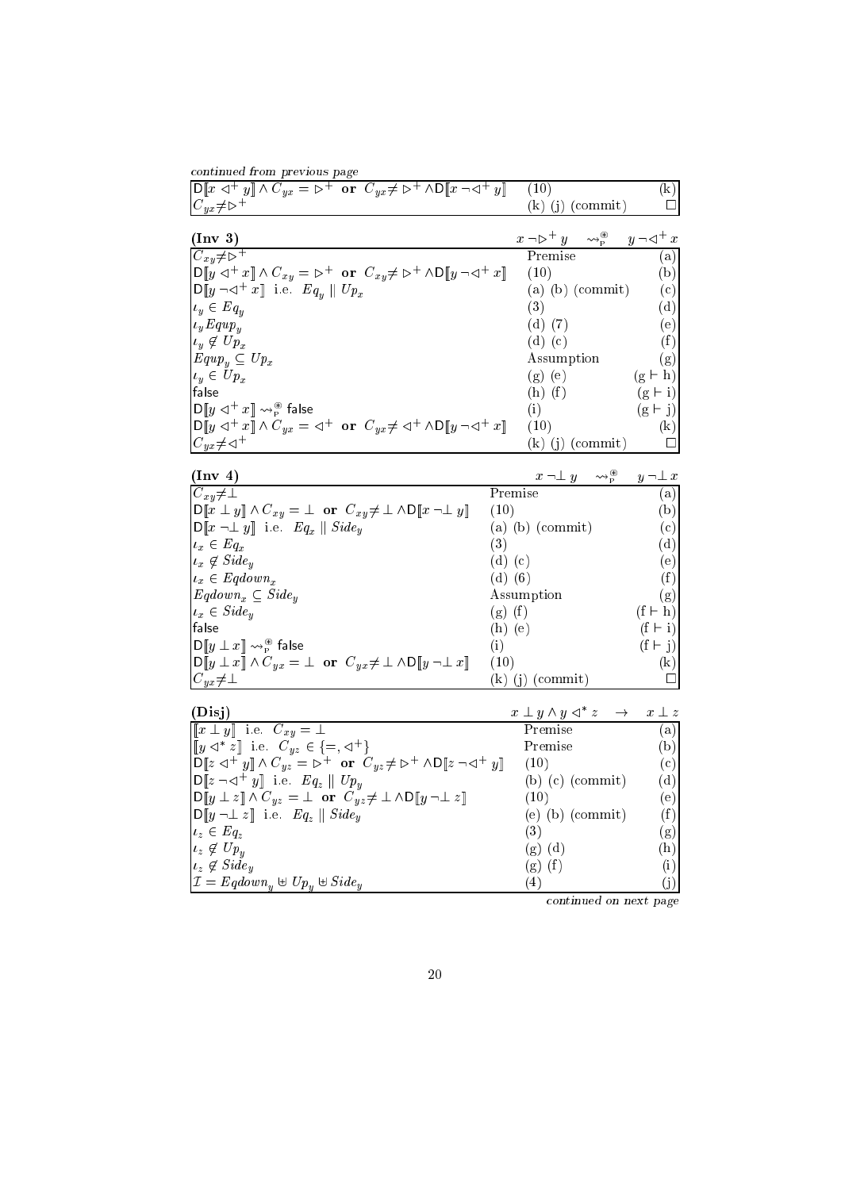*continued from previous page*

| | | |
|---|---|---|
| $\mathsf{D}[\![x \lhd^+ y]\!] \wedge C_{yx} = \rhd^+$ **or** $C_{yx} \neq \rhd^+ \wedge \mathsf{D}[\![x \neg\lhd^+ y]\!]$ | (10) | (k) |
| $C_{yx} \neq \rhd^+$ | (k) (j) (commit) | $\square$ |

| **(Inv 3)** | $x \neg\rhd^+ y \quad \rightsquigarrow_{\mathrm{P}}^{\circledast} \quad y \neg\lhd^+ x$ | |
|---|---|---|
| $C_{xy} \neq \rhd^+$ | Premise | (a) |
| $\mathsf{D}[\![y \lhd^+ x]\!] \wedge C_{xy} = \rhd^+$ **or** $C_{xy} \neq \rhd^+ \wedge \mathsf{D}[\![y \neg\lhd^+ x]\!]$ | (10) | (b) |
| $\mathsf{D}[\![y \neg\lhd^+ x]\!]$ i.e. $Eq_y \parallel Up_x$ | (a) (b) (commit) | (c) |
| $\iota_y \in Eq_y$ | (3) | (d) |
| $\iota_y Equp_y$ | (d) (7) | (e) |
| $\iota_y \notin Up_x$ | (d) (c) | (f) |
| $Equp_y \subseteq Up_x$ | Assumption | (g) |
| $\iota_y \in Up_x$ | (g) (e) | (g $\vdash$ h) |
| false | (h) (f) | (g $\vdash$ i) |
| $\mathsf{D}[\![y \lhd^+ x]\!] \rightsquigarrow_{\mathrm{P}}^{\circledast}$ false | (i) | (g $\vdash$ j) |
| $\mathsf{D}[\![y \lhd^+ x]\!] \wedge C_{yx} = \lhd^+$ **or** $C_{yx} \neq \lhd^+ \wedge \mathsf{D}[\![y \neg\lhd^+ x]\!]$ | (10) | (k) |
| $C_{yx} \neq \lhd^+$ | (k) (j) (commit) | $\square$ |

| **(Inv 4)** | $x \neg\perp y \quad \rightsquigarrow_{\mathrm{P}}^{\circledast} \quad y \neg\perp x$ | |
|---|---|---|
| $C_{xy} \neq \perp$ | Premise | (a) |
| $\mathsf{D}[\![x \perp y]\!] \wedge C_{xy} = \perp$ **or** $C_{xy} \neq \perp \wedge \mathsf{D}[\![x \neg\perp y]\!]$ | (10) | (b) |
| $\mathsf{D}[\![x \neg\perp y]\!]$ i.e. $Eq_x \parallel Side_y$ | (a) (b) (commit) | (c) |
| $\iota_x \in Eq_x$ | (3) | (d) |
| $\iota_x \notin Side_y$ | (d) (c) | (e) |
| $\iota_x \in Eqdown_x$ | (d) (6) | (f) |
| $Eqdown_x \subseteq Side_y$ | Assumption | (g) |
| $\iota_x \in Side_y$ | (g) (f) | (f $\vdash$ h) |
| false | (h) (e) | (f $\vdash$ i) |
| $\mathsf{D}[\![y \perp x]\!] \rightsquigarrow_{\mathrm{P}}^{\circledast}$ false | (i) | (f $\vdash$ j) |
| $\mathsf{D}[\![y \perp x]\!] \wedge C_{yx} = \perp$ **or** $C_{yx} \neq \perp \wedge \mathsf{D}[\![y \neg\perp x]\!]$ | (10) | (k) |
| $C_{yx} \neq \perp$ | (k) (j) (commit) | $\square$ |

| **(Disj)** | $x \perp y \wedge y \lhd^* z \quad \rightarrow \quad x \perp z$ | |
|---|---|---|
| $[\![x \perp y]\!]$ i.e. $C_{xy} = \perp$ | Premise | (a) |
| $[\![y \lhd^* z]\!]$ i.e. $C_{yz} \in \{=, \lhd^+\}$ | Premise | (b) |
| $\mathsf{D}[\![z \lhd^+ y]\!] \wedge C_{yz} = \rhd^+$ **or** $C_{yz} \neq \rhd^+ \wedge \mathsf{D}[\![z \neg\lhd^+ y]\!]$ | (10) | (c) |
| $\mathsf{D}[\![z \neg\lhd^+ y]\!]$ i.e. $Eq_z \parallel Up_y$ | (b) (c) (commit) | (d) |
| $\mathsf{D}[\![y \perp z]\!] \wedge C_{yz} = \perp$ **or** $C_{yz} \neq \perp \wedge \mathsf{D}[\![y \neg\perp z]\!]$ | (10) | (e) |
| $\mathsf{D}[\![y \neg\perp z]\!]$ i.e. $Eq_z \parallel Side_y$ | (e) (b) (commit) | (f) |
| $\iota_z \in Eq_z$ | (3) | (g) |
| $\iota_z \notin Up_y$ | (g) (d) | (h) |
| $\iota_z \notin Side_y$ | (g) (f) | (i) |
| $\mathcal{I} = Eqdown_y \uplus Up_y \uplus Side_y$ | (4) | (j) |

*continued on next page*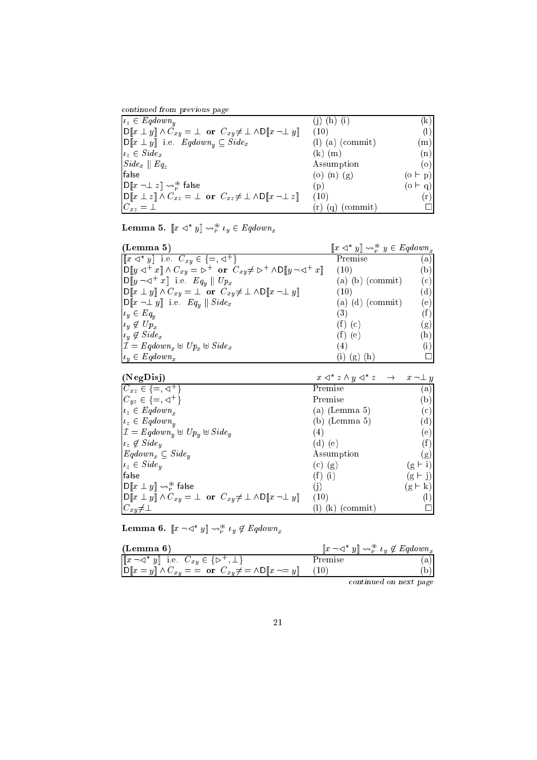*continued from previous page*

| | | |
|---|---|---|
| $\iota_z \in Eqdown_y$ | (j) (h) (i) | (k) |
| $\mathsf{D}[\![x \perp y]\!] \wedge C_{xy} = \perp$ **or** $C_{xy} \neq \perp \wedge \mathsf{D}[\![x \neg\perp y]\!]$ | (10) | (l) |
| $\mathsf{D}[\![x \perp y]\!]$ i.e. $Eqdown_y \subseteq Side_x$ | (l) (a) (commit) | (m) |
| $\iota_z \in Side_x$ | (k) (m) | (n) |
| $Side_x \parallel Eq_z$ | Assumption | (o) |
| false | (o) (n) (g) | (o ⊢ p) |
| $\mathsf{D}[\![x \neg\perp z]\!] \rightsquigarrow^{\circledast}_{\mathrm{P}}$ false | (p) | (o ⊢ q) |
| $\mathsf{D}[\![x \perp z]\!] \wedge C_{xz} = \perp$ **or** $C_{xz} \neq \perp \wedge \mathsf{D}[\![x \neg\perp z]\!]$ | (10) | (r) |
| $C_{xz} = \perp$ | (r) (q) (commit) | □ |

**Lemma 5.** $[\![x \lhd^* y]\!] \rightsquigarrow^{\circledast}_{\mathrm{P}} \iota_y \in Eqdown_x$

| **(Lemma 5)** | $[\![x \lhd^* y]\!] \rightsquigarrow^{\circledast}_{\mathrm{P}} y \in Eqdown_x$ | |
|---|---|---|
| $[\![x \lhd^* y]\!]$ i.e. $C_{xy} \in \{=, \lhd^+\}$ | Premise | (a) |
| $\mathsf{D}[\![y \lhd^+ x]\!] \wedge C_{xy} = \rhd^+$ **or** $C_{xy} \neq \rhd^+ \wedge \mathsf{D}[\![y \neg\lhd^+ x]\!]$ | (10) | (b) |
| $\mathsf{D}[\![y \neg\lhd^+ x]\!]$ i.e. $Eq_y \parallel Up_x$ | (a) (b) (commit) | (c) |
| $\mathsf{D}[\![x \perp y]\!] \wedge C_{xy} = \perp$ **or** $C_{xy} \neq \perp \wedge \mathsf{D}[\![x \neg\perp y]\!]$ | (10) | (d) |
| $\mathsf{D}[\![x \neg\perp y]\!]$ i.e. $Eq_y \parallel Side_x$ | (a) (d) (commit) | (e) |
| $\iota_y \in Eq_y$ | (3) | (f) |
| $\iota_y \notin Up_x$ | (f) (c) | (g) |
| $\iota_y \notin Side_x$ | (f) (e) | (h) |
| $\mathcal{I} = Eqdown_x \uplus Up_x \uplus Side_x$ | (4) | (i) |
| $\iota_y \in Eqdown_x$ | (i) (g) (h) | □ |

| **(NegDisj)** | $x \lhd^* z \wedge y \lhd^* z \quad \rightarrow \quad x \neg\perp y$ | |
|---|---|---|
| $C_{xz} \in \{=, \lhd^+\}$ | Premise | (a) |
| $C_{yz} \in \{=, \lhd^+\}$ | Premise | (b) |
| $\iota_z \in Eqdown_x$ | (a) (Lemma 5) | (c) |
| $\iota_z \in Eqdown_y$ | (b) (Lemma 5) | (d) |
| $\mathcal{I} = Eqdown_y \uplus Up_y \uplus Side_y$ | (4) | (e) |
| $\iota_z \notin Side_y$ | (d) (e) | (f) |
| $Eqdown_x \subseteq Side_y$ | Assumption | (g) |
| $\iota_z \in Side_y$ | (c) (g) | (g ⊢ i) |
| false | (f) (i) | (g ⊢ j) |
| $\mathsf{D}[\![x \perp y]\!] \rightsquigarrow^{\circledast}_{\mathrm{P}}$ false | (j) | (g ⊢ k) |
| $\mathsf{D}[\![x \perp y]\!] \wedge C_{xy} = \perp$ **or** $C_{xy} \neq \perp \wedge \mathsf{D}[\![x \neg\perp y]\!]$ | (10) | (l) |
| $C_{xy} \neq \perp$ | (l) (k) (commit) | □ |

**Lemma 6.** $[\![x \neg\lhd^* y]\!] \rightsquigarrow^{\circledast}_{\mathrm{P}} \iota_y \notin Eqdown_x$

| **(Lemma 6)** | $[\![x \neg\lhd^* y]\!] \rightsquigarrow^{\circledast}_{\mathrm{P}} \iota_y \notin Eqdown_x$ | |
|---|---|---|
| $[\![x \neg\lhd^* y]\!]$ i.e. $C_{xy} \in \{\rhd^+, \perp\}$ | Premise | (a) |
| $\mathsf{D}[\![x = y]\!] \wedge C_{xy} = =$ **or** $C_{xy} \neq = \wedge \mathsf{D}[\![x \neg= y]\!]$ | (10) | (b) |

*continued on next page*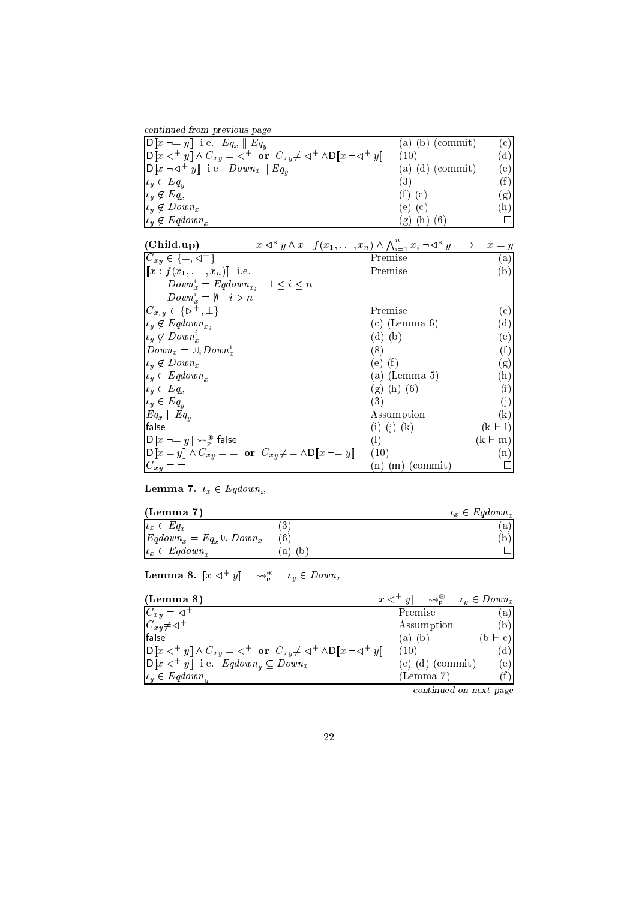*continued from previous page*

| | | |
|---|---|---|
| $\mathsf{D}[\![x \neg{=} y]\!]$ i.e. $Eq_x \parallel Eq_y$ | (a) (b) (commit) | (c) |
| $\mathsf{D}[\![x \lhd^+ y]\!] \wedge C_{xy} = \lhd^+$ **or** $C_{xy} \neq \lhd^+ \wedge \mathsf{D}[\![x \neg\lhd^+ y]\!]$ | (10) | (d) |
| $\mathsf{D}[\![x \neg\lhd^+ y]\!]$ i.e. $Down_x \parallel Eq_y$ | (a) (d) (commit) | (e) |
| $\iota_y \in Eq_y$ | (3) | (f) |
| $\iota_y \notin Eq_x$ | (f) (c) | (g) |
| $\iota_y \notin Down_x$ | (e) (c) | (h) |
| $\iota_y \notin Eqdown_x$ | (g) (h) (6) | □ |

| **(Child.up)** | $x \lhd^* y \wedge x : f(x_1, \ldots, x_n) \wedge \bigwedge_{i=1}^n x_i \neg\lhd^* y \quad \rightarrow \quad x = y$ | |
|---|---|---|
| $C_{xy} \in \{=, \lhd^+\}$ | Premise | (a) |
| $[\![x : f(x_1, \ldots, x_n)]\!]$ i.e. $Down_x^i = Eqdown_{x_i} \quad 1 \leq i \leq n$; $Down_x^i = \emptyset \quad i > n$ | Premise | (b) |
| $C_{x_i y} \in \{\rhd^+, \bot\}$ | Premise | (c) |
| $\iota_y \notin Eqdown_{x_i}$ | (c) (Lemma 6) | (d) |
| $\iota_y \notin Down_x^i$ | (d) (b) | (e) |
| $Down_x = \uplus_i Down_x^i$ | (8) | (f) |
| $\iota_y \notin Down_x$ | (e) (f) | (g) |
| $\iota_y \in Eqdown_x$ | (a) (Lemma 5) | (h) |
| $\iota_y \in Eq_x$ | (g) (h) (6) | (i) |
| $\iota_y \in Eq_y$ | (3) | (j) |
| $Eq_x \parallel Eq_y$ | Assumption | (k) |
| false | (i) (j) (k) | (k ⊢ l) |
| $\mathsf{D}[\![x \neg{=} y]\!] \rightsquigarrow_{\mathrm{P}}^{\circledast}$ false | (l) | (k ⊢ m) |
| $\mathsf{D}[\![x = y]\!] \wedge C_{xy} = =$ **or** $C_{xy} \neq = \wedge \mathsf{D}[\![x \neg{=} y]\!]$ | (10) | (n) |
| $C_{xy} = =$ | (n) (m) (commit) | □ |

**Lemma 7.** $\iota_x \in Eqdown_x$

| **(Lemma 7)** | | $\iota_x \in Eqdown_x$ |
|---|---|---|
| $\iota_x \in Eq_x$ | (3) | (a) |
| $Eqdown_x = Eq_x \uplus Down_x$ | (6) | (b) |
| $\iota_x \in Eqdown_x$ | (a) (b) | □ |

**Lemma 8.** $[\![x \lhd^+ y]\!] \quad \rightsquigarrow_{\mathrm{P}}^{\circledast} \quad \iota_y \in Down_x$

| **(Lemma 8)** | $[\![x \lhd^+ y]\!] \quad \rightsquigarrow_{\mathrm{P}}^{\circledast} \quad \iota_y \in Down_x$ | |
|---|---|---|
| $C_{xy} = \lhd^+$ | Premise | (a) |
| $C_{xy} \neq \lhd^+$ | Assumption | (b) |
| false | (a) (b) | (b ⊢ c) |
| $\mathsf{D}[\![x \lhd^+ y]\!] \wedge C_{xy} = \lhd^+$ **or** $C_{xy} \neq \lhd^+ \wedge \mathsf{D}[\![x \neg\lhd^+ y]\!]$ | (10) | (d) |
| $\mathsf{D}[\![x \lhd^+ y]\!]$ i.e. $Eqdown_y \subseteq Down_x$ | (c) (d) (commit) | (e) |
| $\iota_y \in Eqdown_y$ | (Lemma 7) | (f) |

*continued on next page*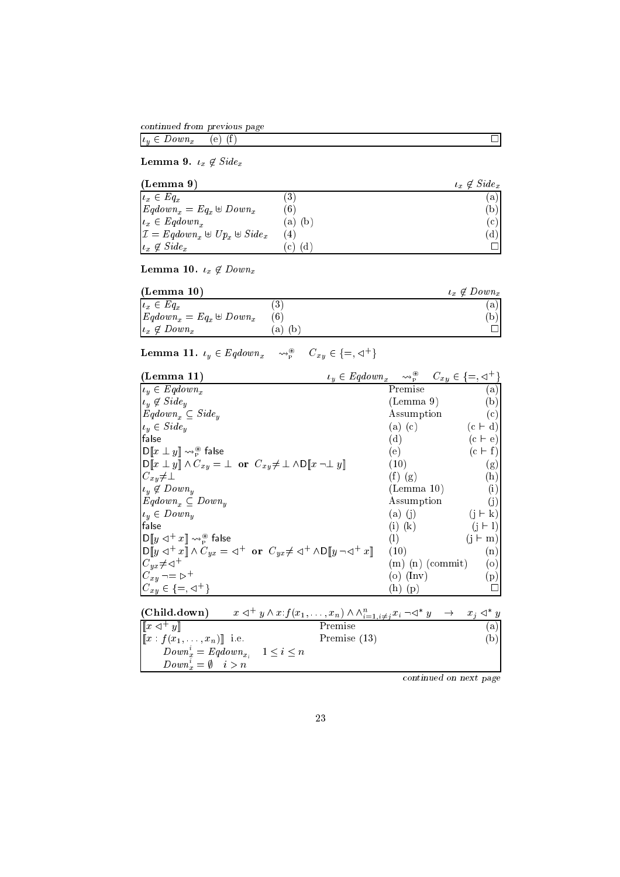*continued from previous page*

| | | |
|---|---|---|
| $\iota_y \in Down_x$ | (e) (f) | $\square$ |

**Lemma 9.** $\iota_x \notin Side_x$

| **(Lemma 9)** | | $\iota_x \notin Side_x$ |
|---|---|---|
| $\iota_x \in Eq_x$ | (3) | (a) |
| $Eqdown_x = Eq_x \uplus Down_x$ | (6) | (b) |
| $\iota_x \in Eqdown_x$ | (a) (b) | (c) |
| $\mathcal{I} = Eqdown_x \uplus Up_x \uplus Side_x$ | (4) | (d) |
| $\iota_x \notin Side_x$ | (c) (d) | $\square$ |

**Lemma 10.** $\iota_x \notin Down_x$

| **(Lemma 10)** | | $\iota_x \notin Down_x$ |
|---|---|---|
| $\iota_x \in Eq_x$ | (3) | (a) |
| $Eqdown_x = Eq_x \uplus Down_x$ | (6) | (b) |
| $\iota_x \notin Down_x$ | (a) (b) | $\square$ |

**Lemma 11.** $\iota_y \in Eqdown_x \quad \rightsquigarrow^{\circledast}_{\mathrm{P}} \quad C_{xy} \in \{=, \lhd^+\}$

| **(Lemma 11)** | $\iota_y \in Eqdown_x \quad \rightsquigarrow^{\circledast}_{\mathrm{P}} \quad C_{xy} \in \{=, \lhd^+\}$ | |
|---|---|---|
| $\iota_y \in Eqdown_x$ | Premise | (a) |
| $\iota_y \notin Side_y$ | (Lemma 9) | (b) |
| $Eqdown_x \subseteq Side_y$ | Assumption | (c) |
| $\iota_y \in Side_y$ | (a) (c) | (c $\vdash$ d) |
| $\mathsf{false}$ | (d) | (c $\vdash$ e) |
| $\mathsf{D}[\![x \perp y]\!] \rightsquigarrow^{\circledast}_{\mathrm{P}} \mathsf{false}$ | (e) | (c $\vdash$ f) |
| $\mathsf{D}[\![x \perp y]\!] \wedge C_{xy} = \perp$ **or** $C_{xy} \neq \perp \wedge \mathsf{D}[\![x \neg\perp y]\!]$ | (10) | (g) |
| $C_{xy} \neq \perp$ | (f) (g) | (h) |
| $\iota_y \notin Down_y$ | (Lemma 10) | (i) |
| $Eqdown_x \subseteq Down_y$ | Assumption | (j) |
| $\iota_y \in Down_y$ | (a) (j) | (j $\vdash$ k) |
| $\mathsf{false}$ | (i) (k) | (j $\vdash$ l) |
| $\mathsf{D}[\![y \lhd^+ x]\!] \rightsquigarrow^{\circledast}_{\mathrm{P}} \mathsf{false}$ | (l) | (j $\vdash$ m) |
| $\mathsf{D}[\![y \lhd^+ x]\!] \wedge C_{yx} = \lhd^+$ **or** $C_{yx} \neq \lhd^+ \wedge \mathsf{D}[\![y \neg\lhd^+ x]\!]$ | (10) | (n) |
| $C_{yx} \neq \lhd^+$ | (m) (n) (commit) | (o) |
| $C_{xy} \neg = \rhd^+$ | (o) (Inv) | (p) |
| $C_{xy} \in \{=, \lhd^+\}$ | (h) (p) | $\square$ |

| **(Child.down)** $\quad x \lhd^+ y \wedge x{:}f(x_1,\ldots,x_n) \wedge \wedge_{i=1, i\neq j}^{n} x_i \neg\lhd^* y \quad \rightarrow \quad x_j \lhd^* y$ | | |
|---|---|---|
| $[\![x \lhd^+ y]\!]$ | Premise | (a) |
| $[\![x : f(x_1,\ldots,x_n)]\!]$ i.e. | Premise (13) | (b) |
| $\quad Down_x^i = Eqdown_{x_i} \quad 1 \leq i \leq n$ | | |
| $\quad Down_x^i = \emptyset \quad i > n$ | | |

*continued on next page*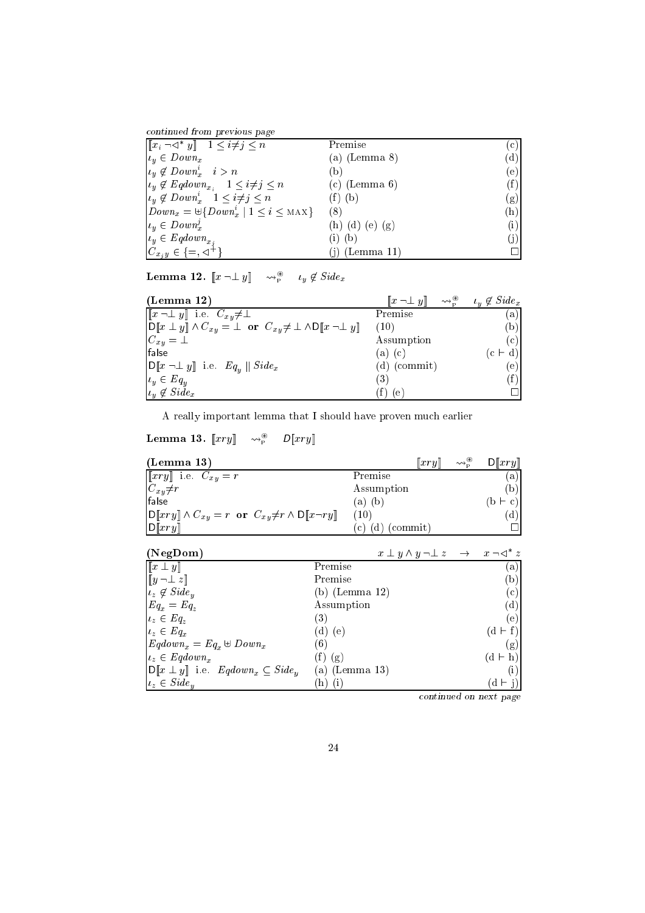*continued from previous page*

| | | |
|---|---|---|
| $[\![x_i \neg\lhd^* y]\!] \quad 1 \leq i{\neq}j \leq n$ | Premise | (c) |
| $\iota_y \in Down_x$ | (a) (Lemma 8) | (d) |
| $\iota_y \notin Down_x^i \quad i > n$ | (b) | (e) |
| $\iota_y \notin Eqdown_{x_i} \quad 1 \leq i{\neq}j \leq n$ | (c) (Lemma 6) | (f) |
| $\iota_y \notin Down_x^i \quad 1 \leq i{\neq}j \leq n$ | (f) (b) | (g) |
| $Down_x = \uplus\{Down_x^i \mid 1 \leq i \leq \text{MAX}\}$ | (8) | (h) |
| $\iota_y \in Down_x^j$ | (h) (d) (e) (g) | (i) |
| $\iota_y \in Eqdown_{x_j}$ | (i) (b) | (j) |
| $C_{x_j y} \in \{=, \lhd^+\}$ | (j) (Lemma 11) | □ |

**Lemma 12.** $[\![x \neg\bot\, y]\!] \quad \leadsto^{\circledast}_{\mathrm{P}} \quad \iota_y \notin Side_x$

| **(Lemma 12)** | $[\![x \neg\bot\, y]\!] \quad \leadsto^{\circledast}_{\mathrm{P}}$ | $\iota_y \notin Side_x$ |
|---|---|---|
| $[\![x \neg\bot\, y]\!]$ i.e. $C_{xy}{\neq}\bot$ | Premise | (a) |
| $\mathsf{D}[\![x \bot y]\!] \wedge C_{xy} = \bot$ **or** $C_{xy}{\neq}\bot \wedge \mathsf{D}[\![x \neg\bot\, y]\!]$ | (10) | (b) |
| $C_{xy} = \bot$ | Assumption | (c) |
| false | (a) (c) | (c ⊢ d) |
| $\mathsf{D}[\![x \neg\bot\, y]\!]$ i.e. $Eq_y \parallel Side_x$ | (d) (commit) | (e) |
| $\iota_y \in Eq_y$ | (3) | (f) |
| $\iota_y \notin Side_x$ | (f) (e) | □ |

A really important lemma that I should have proven much earlier

**Lemma 13.** $[\![xry]\!] \quad \leadsto^{\circledast}_{\mathrm{P}} \quad \mathsf{D}[\![xry]\!]$

| **(Lemma 13)** | $[\![xry]\!] \quad \leadsto^{\circledast}_{\mathrm{P}}$ | $\mathsf{D}[\![xry]\!]$ |
|---|---|---|
| $[\![xry]\!]$ i.e. $C_{xy} = r$ | Premise | (a) |
| $C_{xy}{\neq}r$ | Assumption | (b) |
| false | (a) (b) | (b ⊢ c) |
| $\mathsf{D}[\![xry]\!] \wedge C_{xy} = r$ **or** $C_{xy}{\neq}r \wedge \mathsf{D}[\![x\neg ry]\!]$ | (10) | (d) |
| $\mathsf{D}[\![xry]\!]$ | (c) (d) (commit) | □ |

| **(NegDom)** | $x \bot y \wedge y \neg\bot\, z \quad \rightarrow$ | $x \neg\lhd^* z$ |
|---|---|---|
| $[\![x \bot y]\!]$ | Premise | (a) |
| $[\![y \neg\bot\, z]\!]$ | Premise | (b) |
| $\iota_z \notin Side_y$ | (b) (Lemma 12) | (c) |
| $Eq_x = Eq_z$ | Assumption | (d) |
| $\iota_z \in Eq_z$ | (3) | (e) |
| $\iota_z \in Eq_x$ | (d) (e) | (d ⊢ f) |
| $Eqdown_x = Eq_x \uplus Down_x$ | (6) | (g) |
| $\iota_z \in Eqdown_x$ | (f) (g) | (d ⊢ h) |
| $\mathsf{D}[\![x \bot y]\!]$ i.e. $Eqdown_x \subseteq Side_y$ | (a) (Lemma 13) | (i) |
| $\iota_z \in Side_y$ | (h) (i) | (d ⊢ j) |

*continued on next page*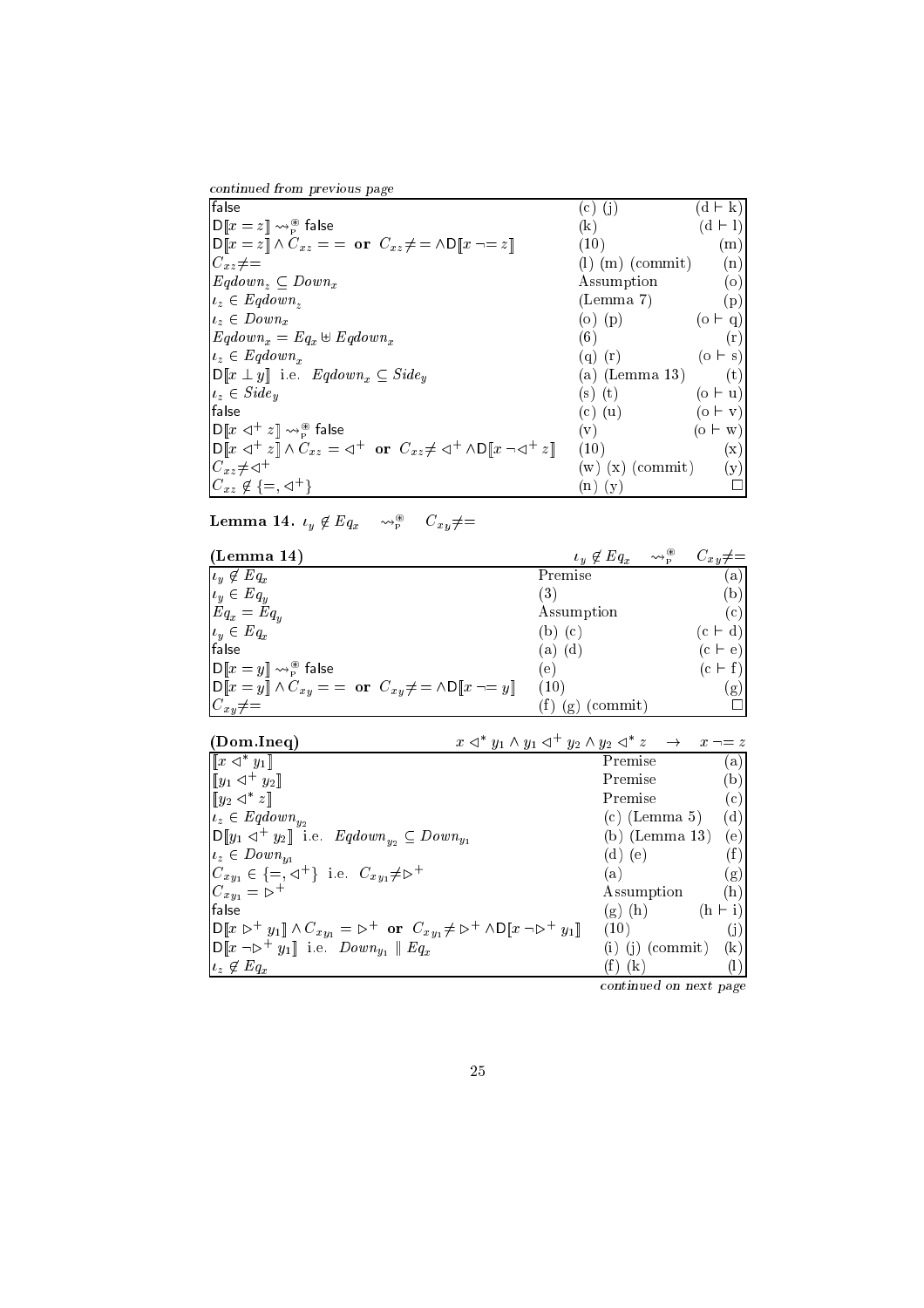*continued from previous page*

| | | |
|---|---|---|
| false | (c) (j) | (d ⊢ k) |
| $\mathsf{D}[\![x = z]\!] \rightsquigarrow^{\circledast}_{\mathrm{P}} \mathsf{false}$ | (k) | (d ⊢ l) |
| $\mathsf{D}[\![x = z]\!] \wedge C_{xz} == \textbf{ or } C_{xz}{\neq}{=} \wedge \mathsf{D}[\![x \neg{=}\, z]\!]$ | (10) | (m) |
| $C_{xz}{\neq}{=}$ | (l) (m) (commit) | (n) |
| $Eqdown_z \subseteq Down_x$ | Assumption | (o) |
| $\iota_z \in Eqdown_z$ | (Lemma 7) | (p) |
| $\iota_z \in Down_x$ | (o) (p) | (o ⊢ q) |
| $Eqdown_x = Eq_x \uplus Eqdown_x$ | (6) | (r) |
| $\iota_z \in Eqdown_x$ | (q) (r) | (o ⊢ s) |
| $\mathsf{D}[\![x \perp y]\!]$ i.e. $Eqdown_x \subseteq Side_y$ | (a) (Lemma 13) | (t) |
| $\iota_z \in Side_y$ | (s) (t) | (o ⊢ u) |
| false | (c) (u) | (o ⊢ v) |
| $\mathsf{D}[\![x \lhd^+ z]\!] \rightsquigarrow^{\circledast}_{\mathrm{P}} \mathsf{false}$ | (v) | (o ⊢ w) |
| $\mathsf{D}[\![x \lhd^+ z]\!] \wedge C_{xz} = \lhd^+ \textbf{ or } C_{xz}{\neq}\lhd^+ \wedge \mathsf{D}[\![x \neg\lhd^+ z]\!]$ | (10) | (x) |
| $C_{xz}{\neq}\lhd^+$ | (w) (x) (commit) | (y) |
| $C_{xz} \notin \{=, \lhd^+\}$ | (n) (y) | □ |

**Lemma 14.** $\iota_y \notin Eq_x \quad \rightsquigarrow^{\circledast}_{\mathrm{P}} \quad C_{xy}{\neq}{=}$

| **(Lemma 14)** | $\iota_y \notin Eq_x \quad \rightsquigarrow^{\circledast}_{\mathrm{P}}$ | $C_{xy}{\neq}{=}$ |
|---|---|---|
| $\iota_y \notin Eq_x$ | Premise | (a) |
| $\iota_y \in Eq_y$ | (3) | (b) |
| $Eq_x = Eq_y$ | Assumption | (c) |
| $\iota_y \in Eq_x$ | (b) (c) | (c ⊢ d) |
| false | (a) (d) | (c ⊢ e) |
| $\mathsf{D}[\![x = y]\!] \rightsquigarrow^{\circledast}_{\mathrm{P}} \mathsf{false}$ | (e) | (c ⊢ f) |
| $\mathsf{D}[\![x = y]\!] \wedge C_{xy} == \textbf{ or } C_{xy}{\neq}{=} \wedge \mathsf{D}[\![x \neg{=}\, y]\!]$ | (10) | (g) |
| $C_{xy}{\neq}{=}$ | (f) (g) (commit) | □ |

| **(Dom.Ineq)** | $x \lhd^* y_1 \wedge y_1 \lhd^+ y_2 \wedge y_2 \lhd^* z \quad \rightarrow$ | $x \neg{=}\, z$ |
|---|---|---|
| $[\![x \lhd^* y_1]\!]$ | Premise | (a) |
| $[\![y_1 \lhd^+ y_2]\!]$ | Premise | (b) |
| $[\![y_2 \lhd^* z]\!]$ | Premise | (c) |
| $\iota_z \in Eqdown_{y_2}$ | (c) (Lemma 5) | (d) |
| $\mathsf{D}[\![y_1 \lhd^+ y_2]\!]$ i.e. $Eqdown_{y_2} \subseteq Down_{y_1}$ | (b) (Lemma 13) | (e) |
| $\iota_z \in Down_{y_1}$ | (d) (e) | (f) |
| $C_{xy_1} \in \{=, \lhd^+\}$ i.e. $C_{xy_1}{\neq}\rhd^+$ | (a) | (g) |
| $C_{xy_1} = \rhd^+$ | Assumption | (h) |
| false | (g) (h) | (h ⊢ i) |
| $\mathsf{D}[\![x \rhd^+ y_1]\!] \wedge C_{xy_1} = \rhd^+ \textbf{ or } C_{xy_1}{\neq}\rhd^+ \wedge \mathsf{D}[\![x \neg\rhd^+ y_1]\!]$ | (10) | (j) |
| $\mathsf{D}[\![x \neg\rhd^+ y_1]\!]$ i.e. $Down_{y_1} \parallel Eq_x$ | (i) (j) (commit) | (k) |
| $\iota_z \notin Eq_x$ | (f) (k) | (l) |

*continued on next page*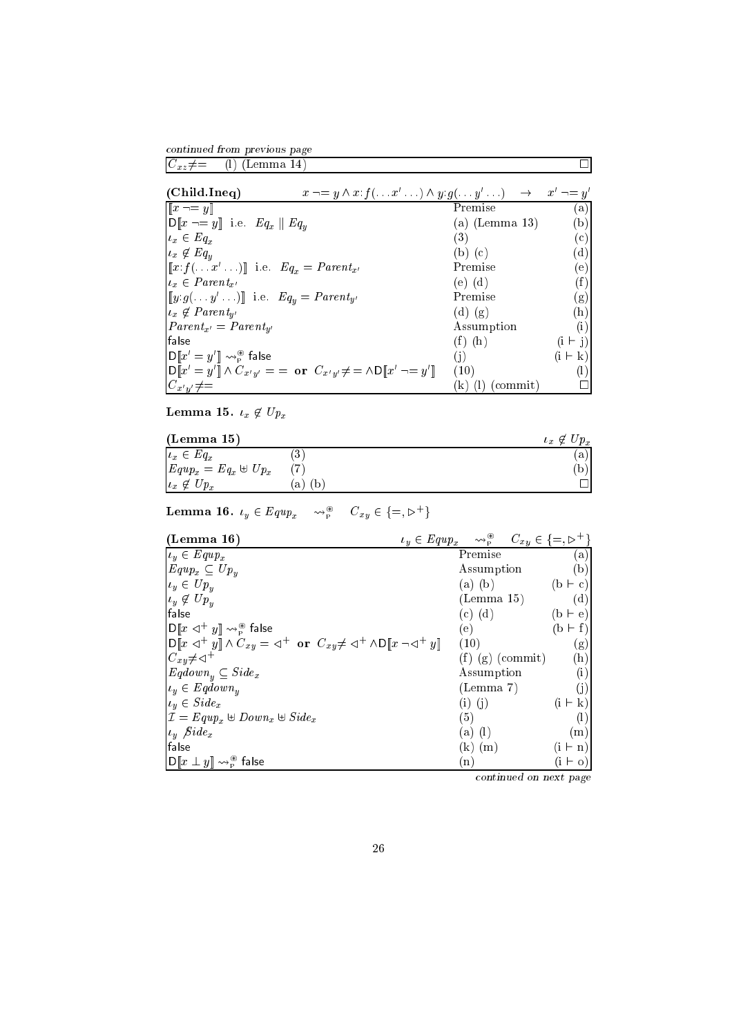*continued from previous page*

| $C_{xz} \neq =$ | (l) (Lemma 14) | $\square$ |
|---|---|---|

| **(Child.Ineq)** $\quad x \neg= y \wedge x{:}f(\ldots x' \ldots) \wedge y{:}g(\ldots y' \ldots) \quad \rightarrow \quad x' \neg= y'$ | | |
|---|---|---|
| $[\![x \neg= y]\!]$ | Premise | (a) |
| $\mathsf{D}[\![x \neg= y]\!]$ i.e. $Eq_x \parallel Eq_y$ | (a) (Lemma 13) | (b) |
| $\iota_x \in Eq_x$ | (3) | (c) |
| $\iota_x \notin Eq_y$ | (b) (c) | (d) |
| $[\![x{:}f(\ldots x' \ldots)]\!]$ i.e. $Eq_x = Parent_{x'}$ | Premise | (e) |
| $\iota_x \in Parent_{x'}$ | (e) (d) | (f) |
| $[\![y{:}g(\ldots y' \ldots)]\!]$ i.e. $Eq_y = Parent_{y'}$ | Premise | (g) |
| $\iota_x \notin Parent_{y'}$ | (d) (g) | (h) |
| $Parent_{x'} = Parent_{y'}$ | Assumption | (i) |
| false | (f) (h) | (i $\vdash$ j) |
| $\mathsf{D}[\![x' = y']\!] \rightsquigarrow^{\circledast}_{\mathrm{P}}$ false | (j) | (i $\vdash$ k) |
| $\mathsf{D}[\![x' = y']\!] \wedge C_{x'y'} = =$ **or** $C_{x'y'} \neq = \wedge \mathsf{D}[\![x' \neg= y']\!]$ | (10) | (l) |
| $C_{x'y'} \neq =$ | (k) (l) (commit) | $\square$ |

**Lemma 15.** $\iota_x \notin Up_x$

| **(Lemma 15)** | | $\iota_x \notin Up_x$ |
|---|---|---|
| $\iota_x \in Eq_x$ | (3) | (a) |
| $Equp_x = Eq_x \uplus Up_x$ | (7) | (b) |
| $\iota_x \notin Up_x$ | (a) (b) | $\square$ |

**Lemma 16.** $\iota_y \in Equp_x \quad \rightsquigarrow^{\circledast}_{\mathrm{P}} \quad C_{xy} \in \{=, \triangleright^+\}$

| **(Lemma 16)** $\quad \iota_y \in Equp_x \quad \rightsquigarrow^{\circledast}_{\mathrm{P}} \quad C_{xy} \in \{=, \triangleright^+\}$ | | |
|---|---|---|
| $\iota_y \in Equp_x$ | Premise | (a) |
| $Equp_x \subseteq Up_y$ | Assumption | (b) |
| $\iota_y \in Up_y$ | (a) (b) | (b $\vdash$ c) |
| $\iota_y \notin Up_y$ | (Lemma 15) | (d) |
| false | (c) (d) | (b $\vdash$ e) |
| $\mathsf{D}[\![x \lhd^+ y]\!] \rightsquigarrow^{\circledast}_{\mathrm{P}}$ false | (e) | (b $\vdash$ f) |
| $\mathsf{D}[\![x \lhd^+ y]\!] \wedge C_{xy} = \lhd^+$ **or** $C_{xy} \neq \lhd^+ \wedge \mathsf{D}[\![x \neg\lhd^+ y]\!]$ | (10) | (g) |
| $C_{xy} \neq \lhd^+$ | (f) (g) (commit) | (h) |
| $Eqdown_y \subseteq Side_x$ | Assumption | (i) |
| $\iota_y \in Eqdown_y$ | (Lemma 7) | (j) |
| $\iota_y \in Side_x$ | (i) (j) | (i $\vdash$ k) |
| $\mathcal{I} = Equp_x \uplus Down_x \uplus Side_x$ | (5) | (l) |
| $\iota_y \not\in Side_x$ | (a) (l) | (m) |
| false | (k) (m) | (i $\vdash$ n) |
| $\mathsf{D}[\![x \perp y]\!] \rightsquigarrow^{\circledast}_{\mathrm{P}}$ false | (n) | (i $\vdash$ o) |

*continued on next page*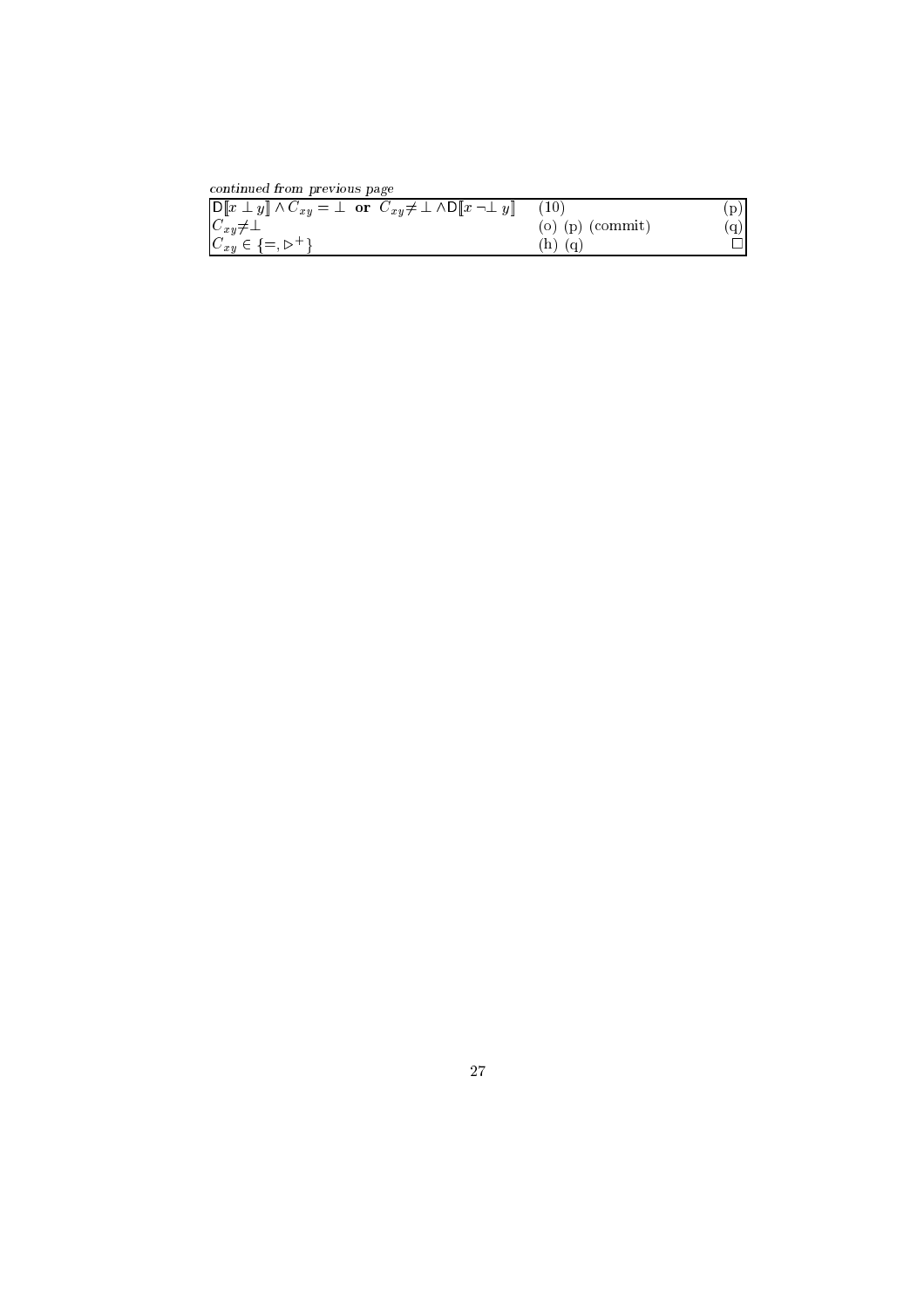*continued from previous page*

| | | |
|---|---|---|
| $\mathsf{D}[\![x \perp y]\!] \wedge C_{xy} = \perp$ **or** $C_{xy} \neq \perp \wedge \mathsf{D}[\![x \neg\!\perp y]\!]$ | (10) | (p) |
| $C_{xy} \neq \perp$ | (o) (p) (commit) | (q) |
| $C_{xy} \in \{=, \rhd^+\}$ | (h) (q) | □ |